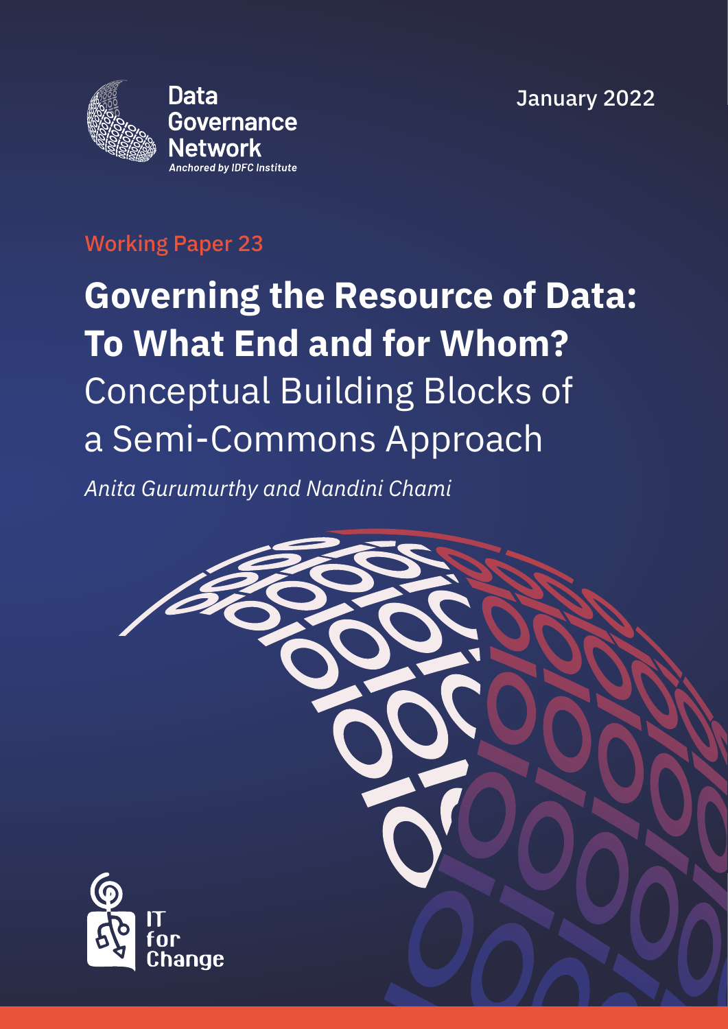Data Governance Network
*Anchored by IDFC Institute*

January 2022

Working Paper 23

# Governing the Resource of Data: To What End and for Whom?

## Conceptual Building Blocks of a Semi-Commons Approach

*Anita Gurumurthy and Nandini Chami*

IT for Change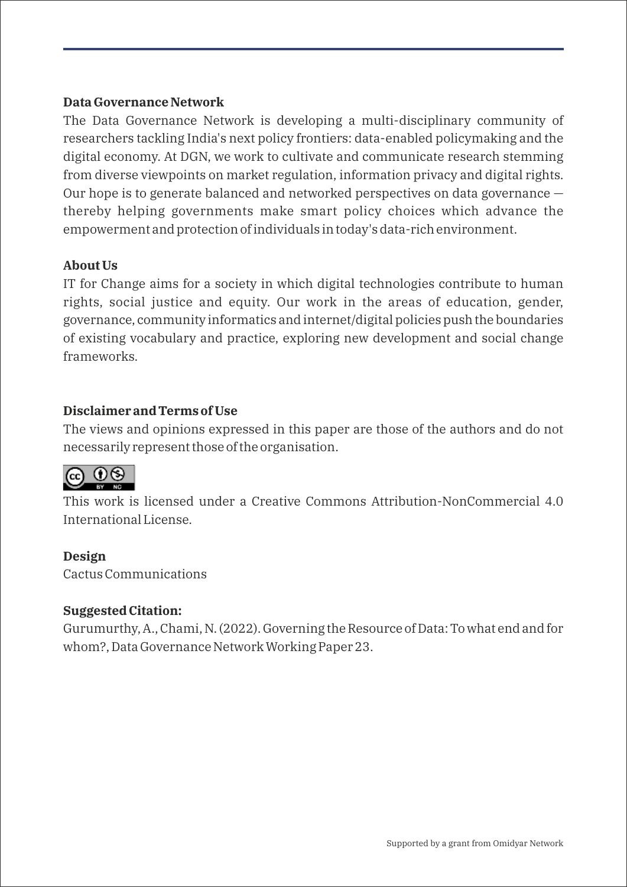### Data Governance Network

The Data Governance Network is developing a multi-disciplinary community of researchers tackling India's next policy frontiers: data-enabled policymaking and the digital economy. At DGN, we work to cultivate and communicate research stemming from diverse viewpoints on market regulation, information privacy and digital rights. Our hope is to generate balanced and networked perspectives on data governance — thereby helping governments make smart policy choices which advance the empowerment and protection of individuals in today's data-rich environment.

### About Us

IT for Change aims for a society in which digital technologies contribute to human rights, social justice and equity. Our work in the areas of education, gender, governance, community informatics and internet/digital policies push the boundaries of existing vocabulary and practice, exploring new development and social change frameworks.

### Disclaimer and Terms of Use

The views and opinions expressed in this paper are those of the authors and do not necessarily represent those of the organisation.

This work is licensed under a Creative Commons Attribution-NonCommercial 4.0 International License.

### Design

Cactus Communications

### Suggested Citation:

Gurumurthy, A., Chami, N. (2022). Governing the Resource of Data: To what end and for whom?, Data Governance Network Working Paper 23.

Supported by a grant from Omidyar Network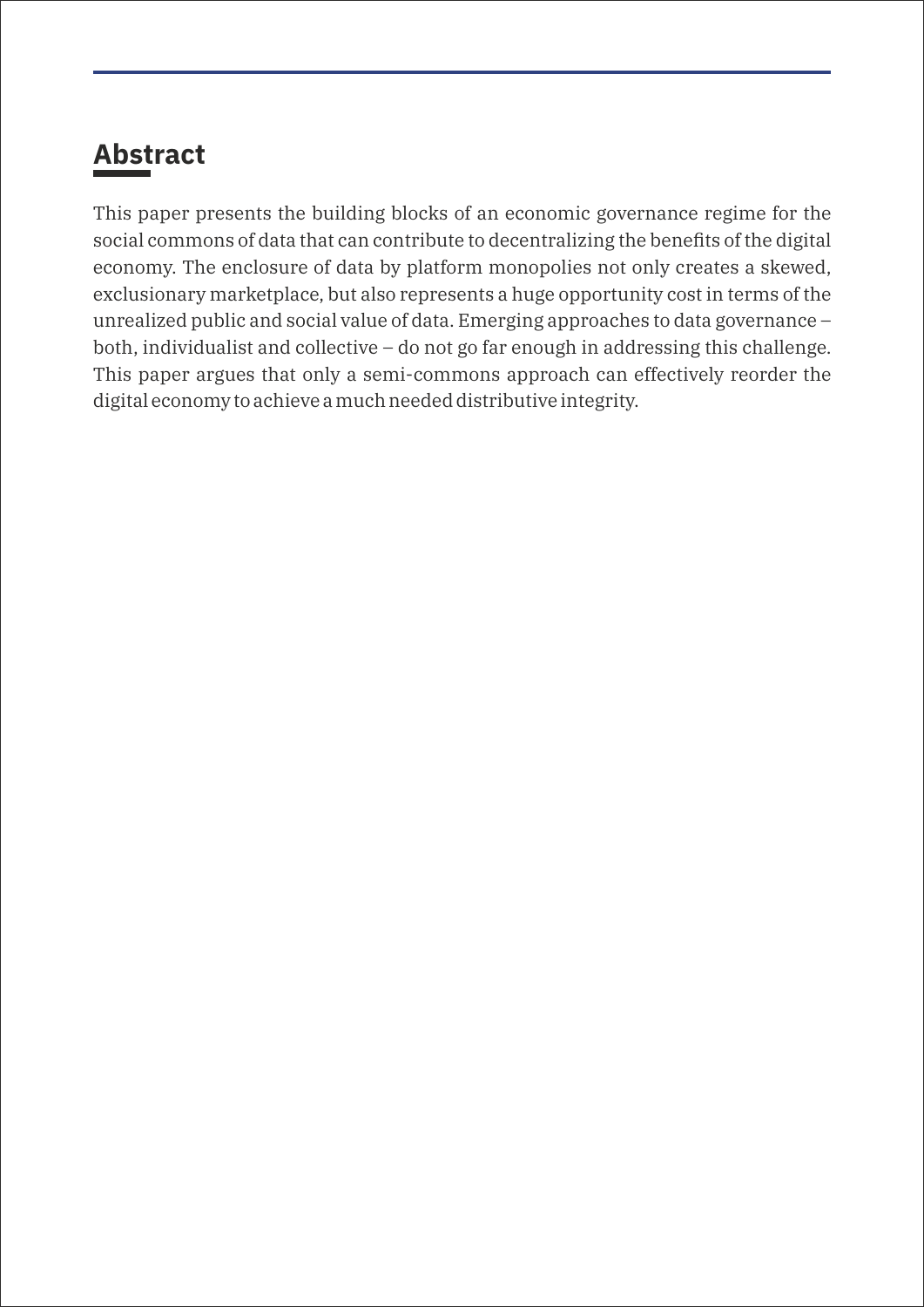## Abstract

This paper presents the building blocks of an economic governance regime for the social commons of data that can contribute to decentralizing the benefits of the digital economy. The enclosure of data by platform monopolies not only creates a skewed, exclusionary marketplace, but also represents a huge opportunity cost in terms of the unrealized public and social value of data. Emerging approaches to data governance – both, individualist and collective – do not go far enough in addressing this challenge. This paper argues that only a semi-commons approach can effectively reorder the digital economy to achieve a much needed distributive integrity.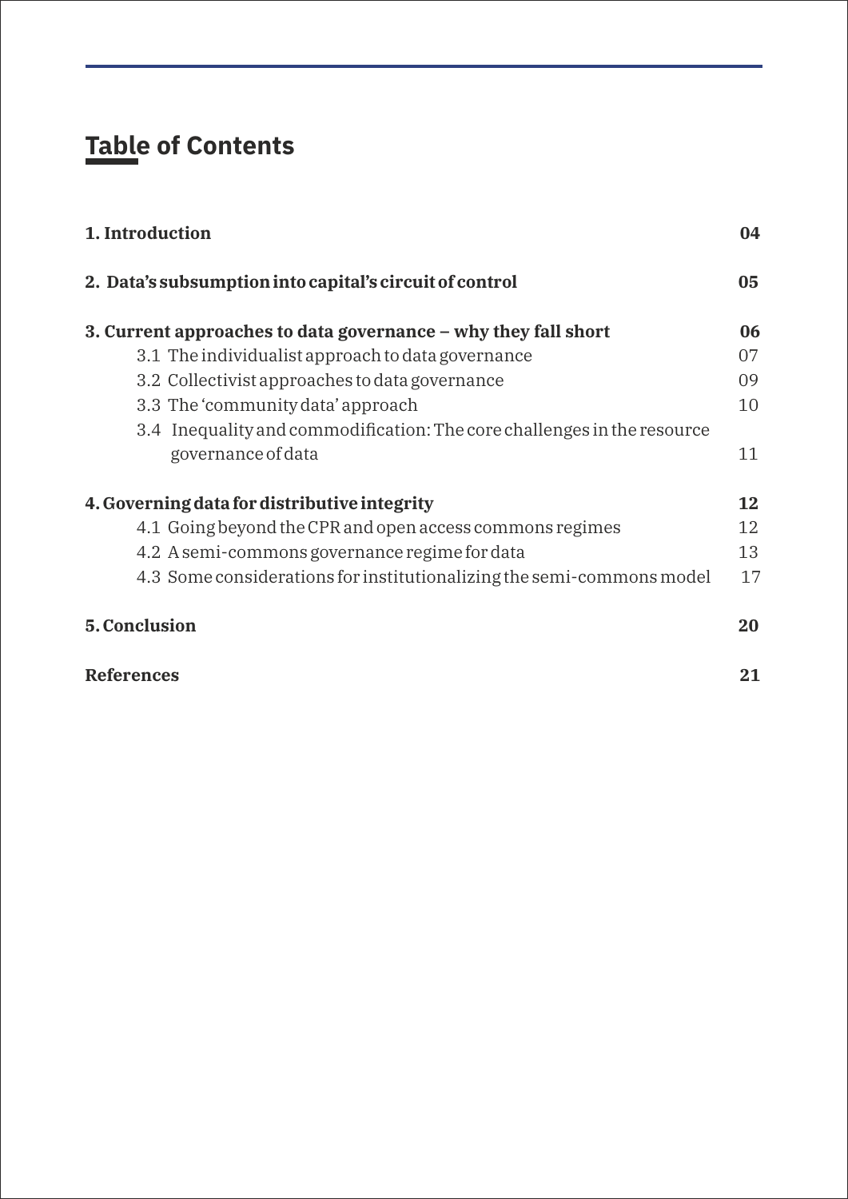## Table of Contents

| | |
|---|---|
| **1. Introduction** | **04** |
| **2. Data's subsumption into capital's circuit of control** | **05** |
| **3. Current approaches to data governance – why they fall short** | **06** |
| 3.1 The individualist approach to data governance | 07 |
| 3.2 Collectivist approaches to data governance | 09 |
| 3.3 The 'community data' approach | 10 |
| 3.4 Inequality and commodification: The core challenges in the resource governance of data | 11 |
| **4. Governing data for distributive integrity** | **12** |
| 4.1 Going beyond the CPR and open access commons regimes | 12 |
| 4.2 A semi-commons governance regime for data | 13 |
| 4.3 Some considerations for institutionalizing the semi-commons model | 17 |
| **5. Conclusion** | **20** |
| **References** | **21** |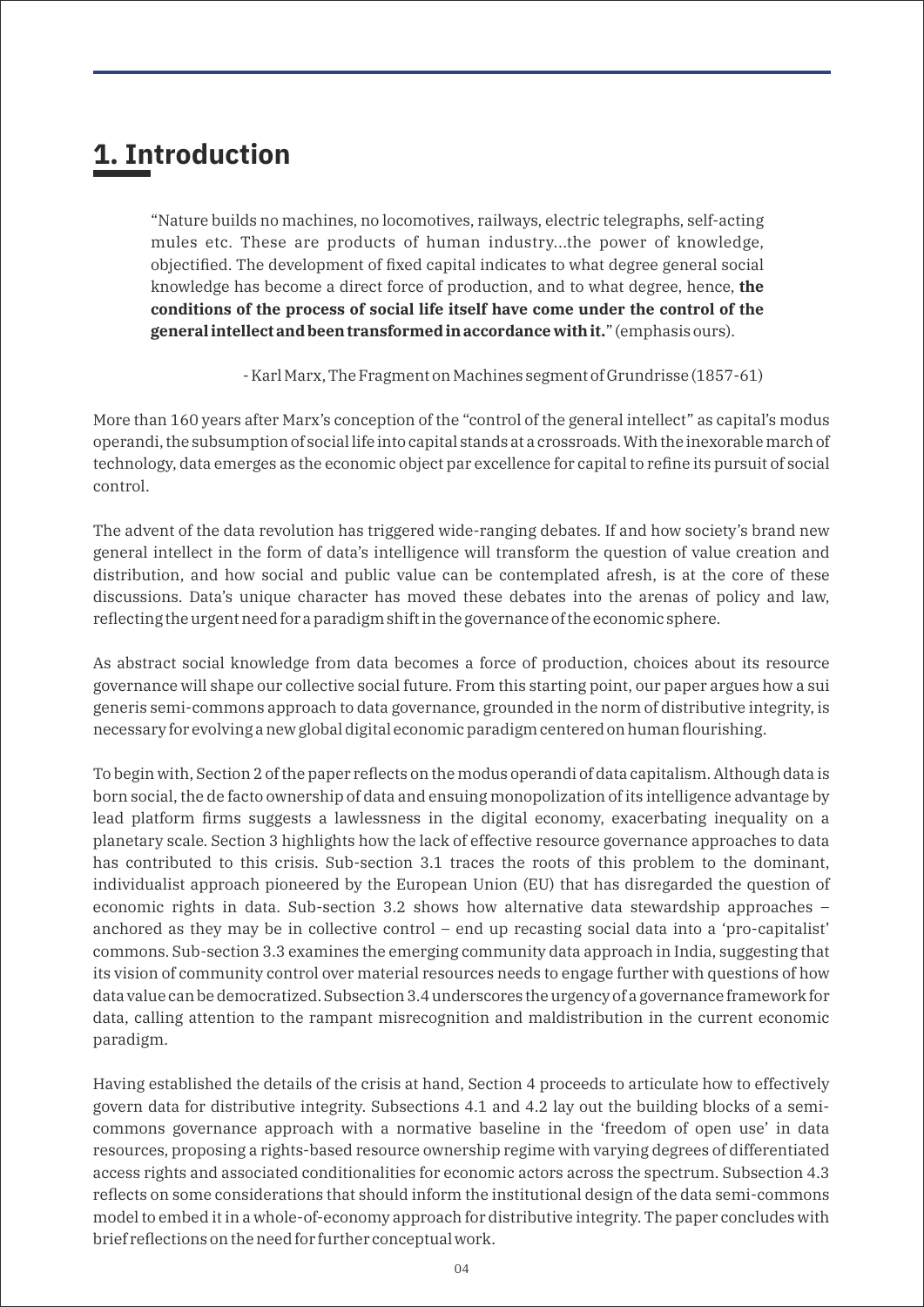# 1. Introduction

> "Nature builds no machines, no locomotives, railways, electric telegraphs, self-acting mules etc. These are products of human industry...the power of knowledge, objectified. The development of fixed capital indicates to what degree general social knowledge has become a direct force of production, and to what degree, hence, **the conditions of the process of social life itself have come under the control of the general intellect and been transformed in accordance with it.**" (emphasis ours).
>
> \- Karl Marx, The Fragment on Machines segment of Grundrisse (1857-61)

More than 160 years after Marx's conception of the "control of the general intellect" as capital's modus operandi, the subsumption of social life into capital stands at a crossroads. With the inexorable march of technology, data emerges as the economic object par excellence for capital to refine its pursuit of social control.

The advent of the data revolution has triggered wide-ranging debates. If and how society's brand new general intellect in the form of data's intelligence will transform the question of value creation and distribution, and how social and public value can be contemplated afresh, is at the core of these discussions. Data's unique character has moved these debates into the arenas of policy and law, reflecting the urgent need for a paradigm shift in the governance of the economic sphere.

As abstract social knowledge from data becomes a force of production, choices about its resource governance will shape our collective social future. From this starting point, our paper argues how a sui generis semi-commons approach to data governance, grounded in the norm of distributive integrity, is necessary for evolving a new global digital economic paradigm centered on human flourishing.

To begin with, Section 2 of the paper reflects on the modus operandi of data capitalism. Although data is born social, the de facto ownership of data and ensuing monopolization of its intelligence advantage by lead platform firms suggests a lawlessness in the digital economy, exacerbating inequality on a planetary scale. Section 3 highlights how the lack of effective resource governance approaches to data has contributed to this crisis. Sub-section 3.1 traces the roots of this problem to the dominant, individualist approach pioneered by the European Union (EU) that has disregarded the question of economic rights in data. Sub-section 3.2 shows how alternative data stewardship approaches – anchored as they may be in collective control – end up recasting social data into a 'pro-capitalist' commons. Sub-section 3.3 examines the emerging community data approach in India, suggesting that its vision of community control over material resources needs to engage further with questions of how data value can be democratized. Subsection 3.4 underscores the urgency of a governance framework for data, calling attention to the rampant misrecognition and maldistribution in the current economic paradigm.

Having established the details of the crisis at hand, Section 4 proceeds to articulate how to effectively govern data for distributive integrity. Subsections 4.1 and 4.2 lay out the building blocks of a semi-commons governance approach with a normative baseline in the 'freedom of open use' in data resources, proposing a rights-based resource ownership regime with varying degrees of differentiated access rights and associated conditionalities for economic actors across the spectrum. Subsection 4.3 reflects on some considerations that should inform the institutional design of the data semi-commons model to embed it in a whole-of-economy approach for distributive integrity. The paper concludes with brief reflections on the need for further conceptual work.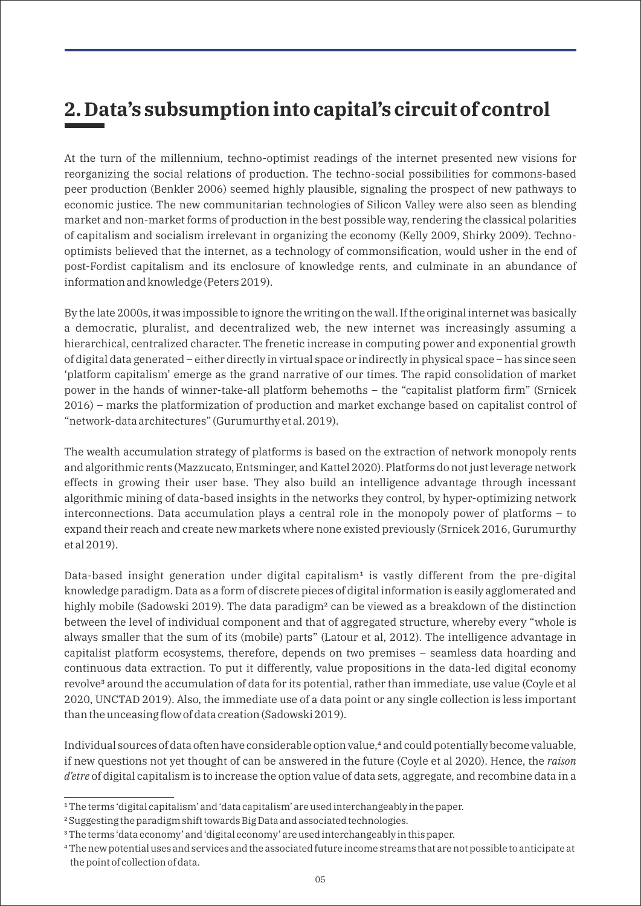## 2. Data's subsumption into capital's circuit of control

At the turn of the millennium, techno-optimist readings of the internet presented new visions for reorganizing the social relations of production. The techno-social possibilities for commons-based peer production (Benkler 2006) seemed highly plausible, signaling the prospect of new pathways to economic justice. The new communitarian technologies of Silicon Valley were also seen as blending market and non-market forms of production in the best possible way, rendering the classical polarities of capitalism and socialism irrelevant in organizing the economy (Kelly 2009, Shirky 2009). Techno-optimists believed that the internet, as a technology of commonsification, would usher in the end of post-Fordist capitalism and its enclosure of knowledge rents, and culminate in an abundance of information and knowledge (Peters 2019).

By the late 2000s, it was impossible to ignore the writing on the wall. If the original internet was basically a democratic, pluralist, and decentralized web, the new internet was increasingly assuming a hierarchical, centralized character. The frenetic increase in computing power and exponential growth of digital data generated – either directly in virtual space or indirectly in physical space – has since seen 'platform capitalism' emerge as the grand narrative of our times. The rapid consolidation of market power in the hands of winner-take-all platform behemoths – the "capitalist platform firm" (Srnicek 2016) – marks the platformization of production and market exchange based on capitalist control of "network-data architectures" (Gurumurthy et al. 2019).

The wealth accumulation strategy of platforms is based on the extraction of network monopoly rents and algorithmic rents (Mazzucato, Entsminger, and Kattel 2020). Platforms do not just leverage network effects in growing their user base. They also build an intelligence advantage through incessant algorithmic mining of data-based insights in the networks they control, by hyper-optimizing network interconnections. Data accumulation plays a central role in the monopoly power of platforms – to expand their reach and create new markets where none existed previously (Srnicek 2016, Gurumurthy et al 2019).

Data-based insight generation under digital capitalism[1] is vastly different from the pre-digital knowledge paradigm. Data as a form of discrete pieces of digital information is easily agglomerated and highly mobile (Sadowski 2019). The data paradigm[2] can be viewed as a breakdown of the distinction between the level of individual component and that of aggregated structure, whereby every "whole is always smaller that the sum of its (mobile) parts" (Latour et al, 2012). The intelligence advantage in capitalist platform ecosystems, therefore, depends on two premises – seamless data hoarding and continuous data extraction. To put it differently, value propositions in the data-led digital economy revolve[3] around the accumulation of data for its potential, rather than immediate, use value (Coyle et al 2020, UNCTAD 2019). Also, the immediate use of a data point or any single collection is less important than the unceasing flow of data creation (Sadowski 2019).

Individual sources of data often have considerable option value,[4] and could potentially become valuable, if new questions not yet thought of can be answered in the future (Coyle et al 2020). Hence, the *raison d'etre* of digital capitalism is to increase the option value of data sets, aggregate, and recombine data in a

[1] The terms 'digital capitalism' and 'data capitalism' are used interchangeably in the paper.

[2] Suggesting the paradigm shift towards Big Data and associated technologies.

[3] The terms 'data economy' and 'digital economy' are used interchangeably in this paper.

[4] The new potential uses and services and the associated future income streams that are not possible to anticipate at the point of collection of data.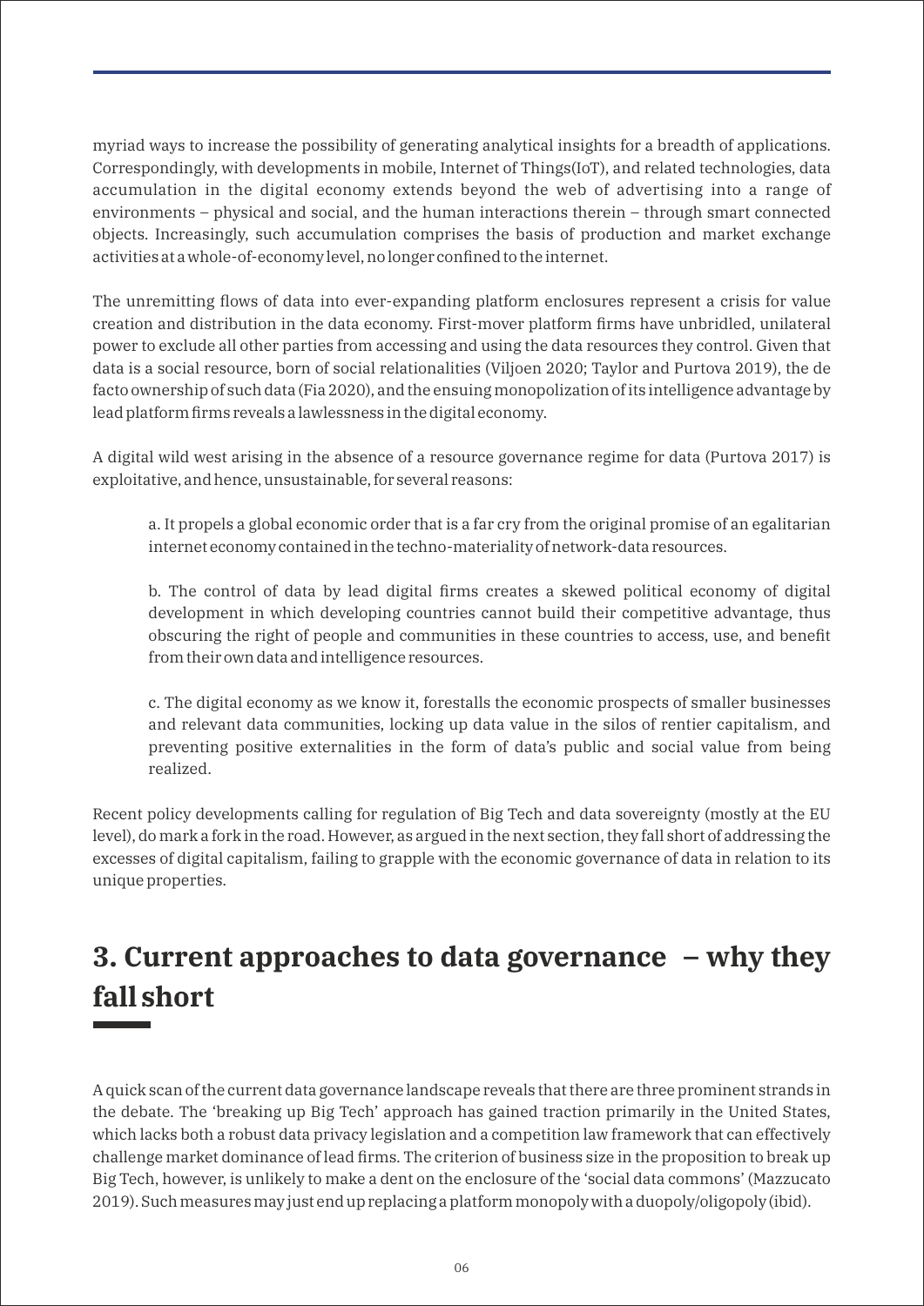myriad ways to increase the possibility of generating analytical insights for a breadth of applications. Correspondingly, with developments in mobile, Internet of Things(IoT), and related technologies, data accumulation in the digital economy extends beyond the web of advertising into a range of environments – physical and social, and the human interactions therein – through smart connected objects. Increasingly, such accumulation comprises the basis of production and market exchange activities at a whole-of-economy level, no longer confined to the internet.

The unremitting flows of data into ever-expanding platform enclosures represent a crisis for value creation and distribution in the data economy. First-mover platform firms have unbridled, unilateral power to exclude all other parties from accessing and using the data resources they control. Given that data is a social resource, born of social relationalities (Viljoen 2020; Taylor and Purtova 2019), the de facto ownership of such data (Fia 2020), and the ensuing monopolization of its intelligence advantage by lead platform firms reveals a lawlessness in the digital economy.

A digital wild west arising in the absence of a resource governance regime for data (Purtova 2017) is exploitative, and hence, unsustainable, for several reasons:

> a. It propels a global economic order that is a far cry from the original promise of an egalitarian internet economy contained in the techno-materiality of network-data resources.
>
> b. The control of data by lead digital firms creates a skewed political economy of digital development in which developing countries cannot build their competitive advantage, thus obscuring the right of people and communities in these countries to access, use, and benefit from their own data and intelligence resources.
>
> c. The digital economy as we know it, forestalls the economic prospects of smaller businesses and relevant data communities, locking up data value in the silos of rentier capitalism, and preventing positive externalities in the form of data's public and social value from being realized.

Recent policy developments calling for regulation of Big Tech and data sovereignty (mostly at the EU level), do mark a fork in the road. However, as argued in the next section, they fall short of addressing the excesses of digital capitalism, failing to grapple with the economic governance of data in relation to its unique properties.

## 3. Current approaches to data governance – why they fall short

A quick scan of the current data governance landscape reveals that there are three prominent strands in the debate. The 'breaking up Big Tech' approach has gained traction primarily in the United States, which lacks both a robust data privacy legislation and a competition law framework that can effectively challenge market dominance of lead firms. The criterion of business size in the proposition to break up Big Tech, however, is unlikely to make a dent on the enclosure of the 'social data commons' (Mazzucato 2019). Such measures may just end up replacing a platform monopoly with a duopoly/oligopoly (ibid).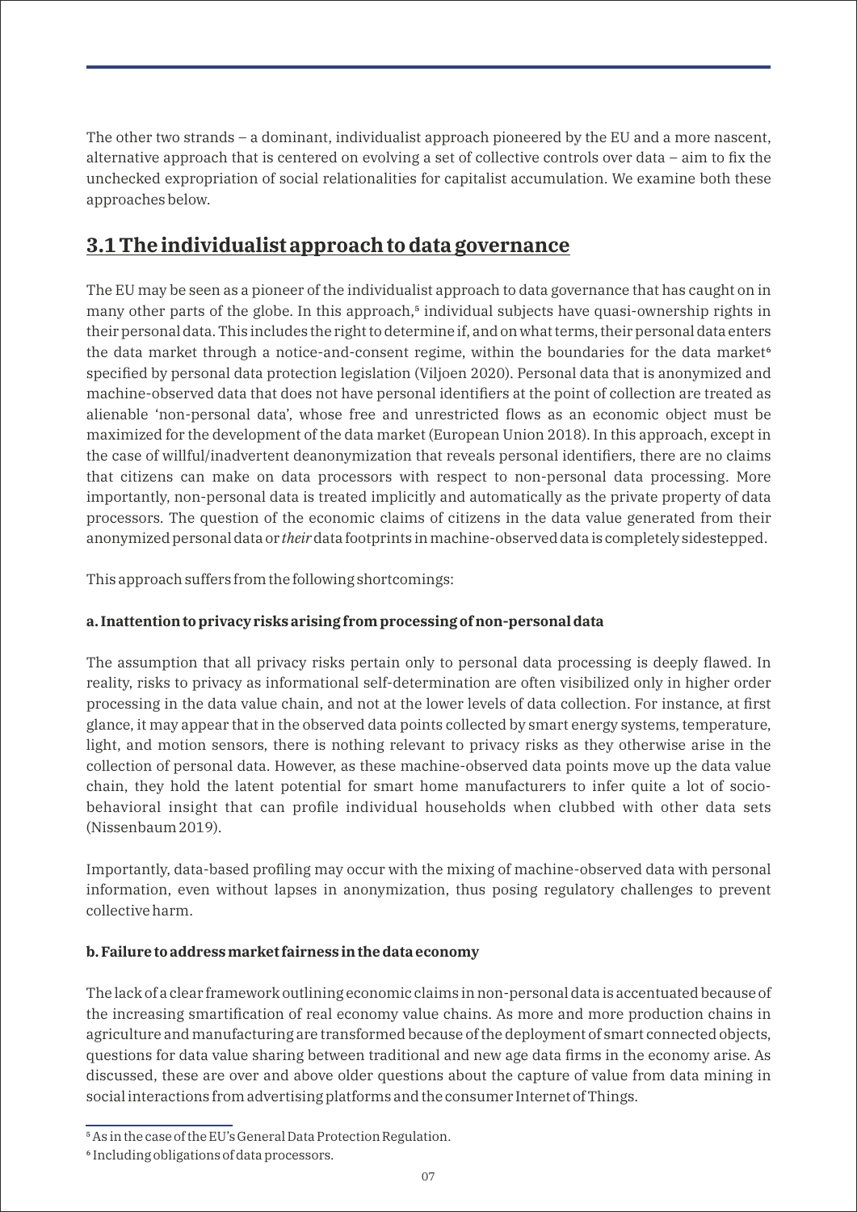The other two strands – a dominant, individualist approach pioneered by the EU and a more nascent, alternative approach that is centered on evolving a set of collective controls over data – aim to fix the unchecked expropriation of social relationalities for capitalist accumulation. We examine both these approaches below.

## 3.1 The individualist approach to data governance

The EU may be seen as a pioneer of the individualist approach to data governance that has caught on in many other parts of the globe. In this approach,[5] individual subjects have quasi-ownership rights in their personal data. This includes the right to determine if, and on what terms, their personal data enters the data market through a notice-and-consent regime, within the boundaries for the data market[6] specified by personal data protection legislation (Viljoen 2020). Personal data that is anonymized and machine-observed data that does not have personal identifiers at the point of collection are treated as alienable 'non-personal data', whose free and unrestricted flows as an economic object must be maximized for the development of the data market (European Union 2018). In this approach, except in the case of willful/inadvertent deanonymization that reveals personal identifiers, there are no claims that citizens can make on data processors with respect to non-personal data processing. More importantly, non-personal data is treated implicitly and automatically as the private property of data processors. The question of the economic claims of citizens in the data value generated from their anonymized personal data or *their* data footprints in machine-observed data is completely sidestepped.

This approach suffers from the following shortcomings:

**a. Inattention to privacy risks arising from processing of non-personal data**

The assumption that all privacy risks pertain only to personal data processing is deeply flawed. In reality, risks to privacy as informational self-determination are often visibilized only in higher order processing in the data value chain, and not at the lower levels of data collection. For instance, at first glance, it may appear that in the observed data points collected by smart energy systems, temperature, light, and motion sensors, there is nothing relevant to privacy risks as they otherwise arise in the collection of personal data. However, as these machine-observed data points move up the data value chain, they hold the latent potential for smart home manufacturers to infer quite a lot of socio-behavioral insight that can profile individual households when clubbed with other data sets (Nissenbaum 2019).

Importantly, data-based profiling may occur with the mixing of machine-observed data with personal information, even without lapses in anonymization, thus posing regulatory challenges to prevent collective harm.

**b. Failure to address market fairness in the data economy**

The lack of a clear framework outlining economic claims in non-personal data is accentuated because of the increasing smartification of real economy value chains. As more and more production chains in agriculture and manufacturing are transformed because of the deployment of smart connected objects, questions for data value sharing between traditional and new age data firms in the economy arise. As discussed, these are over and above older questions about the capture of value from data mining in social interactions from advertising platforms and the consumer Internet of Things.

---

[5] As in the case of the EU's General Data Protection Regulation.

[6] Including obligations of data processors.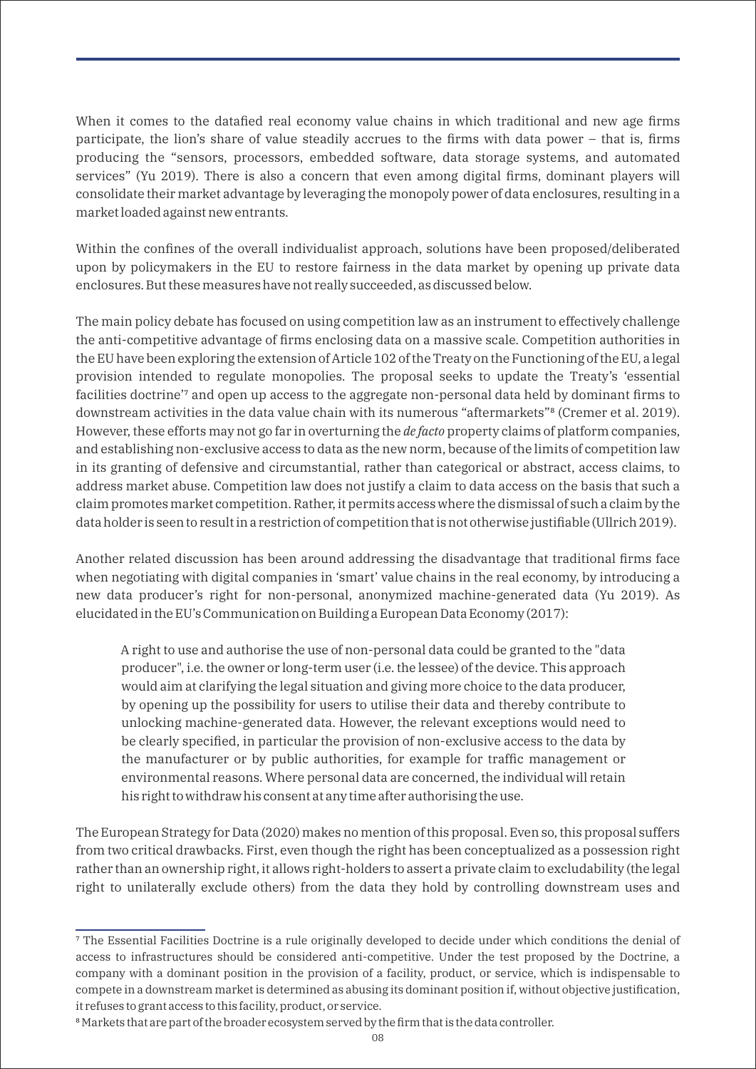When it comes to the datafied real economy value chains in which traditional and new age firms participate, the lion's share of value steadily accrues to the firms with data power – that is, firms producing the "sensors, processors, embedded software, data storage systems, and automated services" (Yu 2019). There is also a concern that even among digital firms, dominant players will consolidate their market advantage by leveraging the monopoly power of data enclosures, resulting in a market loaded against new entrants.

Within the confines of the overall individualist approach, solutions have been proposed/deliberated upon by policymakers in the EU to restore fairness in the data market by opening up private data enclosures. But these measures have not really succeeded, as discussed below.

The main policy debate has focused on using competition law as an instrument to effectively challenge the anti-competitive advantage of firms enclosing data on a massive scale. Competition authorities in the EU have been exploring the extension of Article 102 of the Treaty on the Functioning of the EU, a legal provision intended to regulate monopolies. The proposal seeks to update the Treaty's 'essential facilities doctrine'[7] and open up access to the aggregate non-personal data held by dominant firms to downstream activities in the data value chain with its numerous "aftermarkets"[8] (Cremer et al. 2019). However, these efforts may not go far in overturning the *de facto* property claims of platform companies, and establishing non-exclusive access to data as the new norm, because of the limits of competition law in its granting of defensive and circumstantial, rather than categorical or abstract, access claims, to address market abuse. Competition law does not justify a claim to data access on the basis that such a claim promotes market competition. Rather, it permits access where the dismissal of such a claim by the data holder is seen to result in a restriction of competition that is not otherwise justifiable (Ullrich 2019).

Another related discussion has been around addressing the disadvantage that traditional firms face when negotiating with digital companies in 'smart' value chains in the real economy, by introducing a new data producer's right for non-personal, anonymized machine-generated data (Yu 2019). As elucidated in the EU's Communication on Building a European Data Economy (2017):

> A right to use and authorise the use of non-personal data could be granted to the "data producer", i.e. the owner or long-term user (i.e. the lessee) of the device. This approach would aim at clarifying the legal situation and giving more choice to the data producer, by opening up the possibility for users to utilise their data and thereby contribute to unlocking machine-generated data. However, the relevant exceptions would need to be clearly specified, in particular the provision of non-exclusive access to the data by the manufacturer or by public authorities, for example for traffic management or environmental reasons. Where personal data are concerned, the individual will retain his right to withdraw his consent at any time after authorising the use.

The European Strategy for Data (2020) makes no mention of this proposal. Even so, this proposal suffers from two critical drawbacks. First, even though the right has been conceptualized as a possession right rather than an ownership right, it allows right-holders to assert a private claim to excludability (the legal right to unilaterally exclude others) from the data they hold by controlling downstream uses and

---

[7] The Essential Facilities Doctrine is a rule originally developed to decide under which conditions the denial of access to infrastructures should be considered anti-competitive. Under the test proposed by the Doctrine, a company with a dominant position in the provision of a facility, product, or service, which is indispensable to compete in a downstream market is determined as abusing its dominant position if, without objective justification, it refuses to grant access to this facility, product, or service.

[8] Markets that are part of the broader ecosystem served by the firm that is the data controller.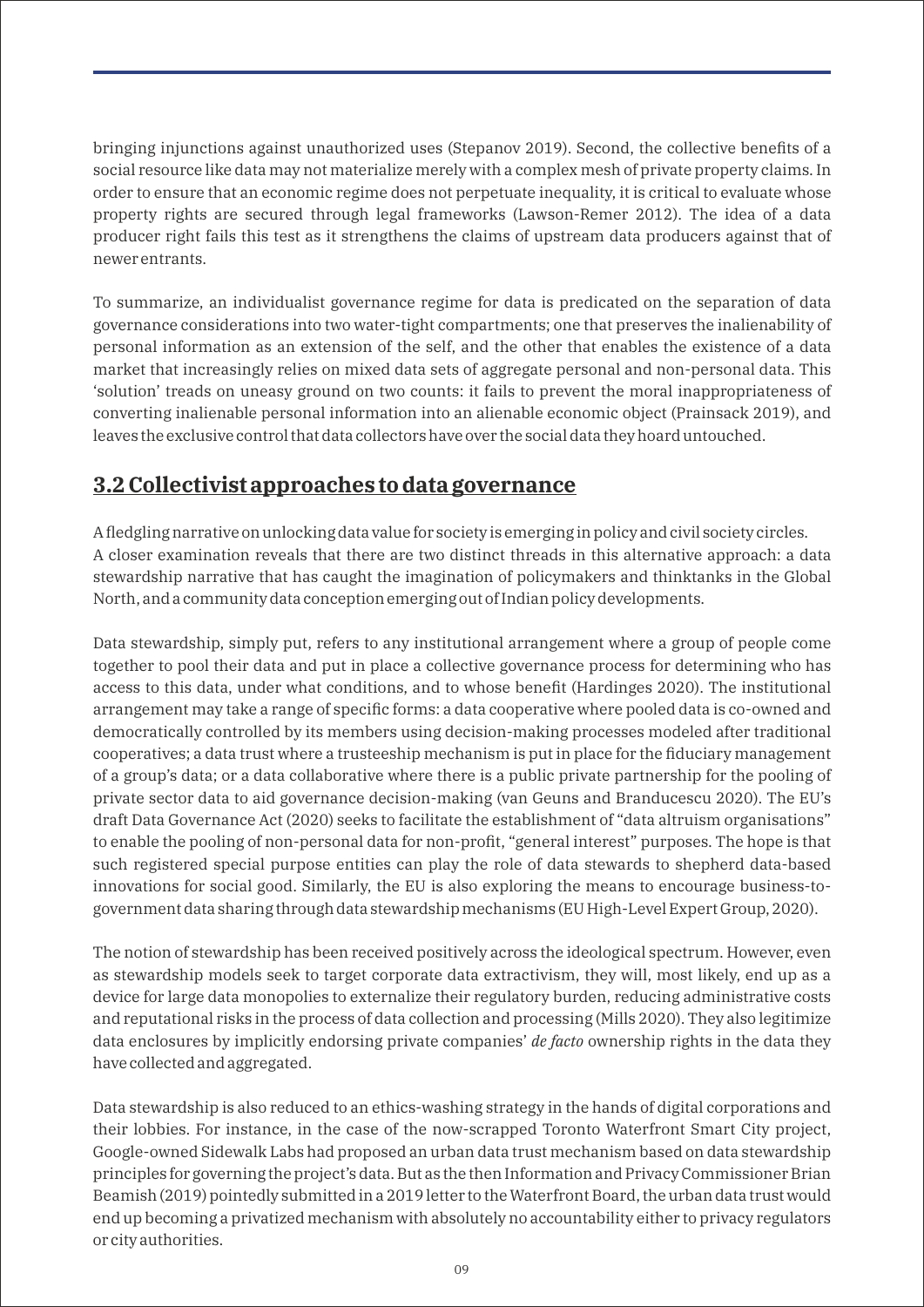bringing injunctions against unauthorized uses (Stepanov 2019). Second, the collective benefits of a social resource like data may not materialize merely with a complex mesh of private property claims. In order to ensure that an economic regime does not perpetuate inequality, it is critical to evaluate whose property rights are secured through legal frameworks (Lawson-Remer 2012). The idea of a data producer right fails this test as it strengthens the claims of upstream data producers against that of newer entrants.

To summarize, an individualist governance regime for data is predicated on the separation of data governance considerations into two water-tight compartments; one that preserves the inalienability of personal information as an extension of the self, and the other that enables the existence of a data market that increasingly relies on mixed data sets of aggregate personal and non-personal data. This 'solution' treads on uneasy ground on two counts: it fails to prevent the moral inappropriateness of converting inalienable personal information into an alienable economic object (Prainsack 2019), and leaves the exclusive control that data collectors have over the social data they hoard untouched.

## 3.2 Collectivist approaches to data governance

A fledgling narrative on unlocking data value for society is emerging in policy and civil society circles. A closer examination reveals that there are two distinct threads in this alternative approach: a data stewardship narrative that has caught the imagination of policymakers and thinktanks in the Global North, and a community data conception emerging out of Indian policy developments.

Data stewardship, simply put, refers to any institutional arrangement where a group of people come together to pool their data and put in place a collective governance process for determining who has access to this data, under what conditions, and to whose benefit (Hardinges 2020). The institutional arrangement may take a range of specific forms: a data cooperative where pooled data is co-owned and democratically controlled by its members using decision-making processes modeled after traditional cooperatives; a data trust where a trusteeship mechanism is put in place for the fiduciary management of a group's data; or a data collaborative where there is a public private partnership for the pooling of private sector data to aid governance decision-making (van Geuns and Branducescu 2020). The EU's draft Data Governance Act (2020) seeks to facilitate the establishment of "data altruism organisations" to enable the pooling of non-personal data for non-profit, "general interest" purposes. The hope is that such registered special purpose entities can play the role of data stewards to shepherd data-based innovations for social good. Similarly, the EU is also exploring the means to encourage business-to-government data sharing through data stewardship mechanisms (EU High-Level Expert Group, 2020).

The notion of stewardship has been received positively across the ideological spectrum. However, even as stewardship models seek to target corporate data extractivism, they will, most likely, end up as a device for large data monopolies to externalize their regulatory burden, reducing administrative costs and reputational risks in the process of data collection and processing (Mills 2020). They also legitimize data enclosures by implicitly endorsing private companies' *de facto* ownership rights in the data they have collected and aggregated.

Data stewardship is also reduced to an ethics-washing strategy in the hands of digital corporations and their lobbies. For instance, in the case of the now-scrapped Toronto Waterfront Smart City project, Google-owned Sidewalk Labs had proposed an urban data trust mechanism based on data stewardship principles for governing the project's data. But as the then Information and Privacy Commissioner Brian Beamish (2019) pointedly submitted in a 2019 letter to the Waterfront Board, the urban data trust would end up becoming a privatized mechanism with absolutely no accountability either to privacy regulators or city authorities.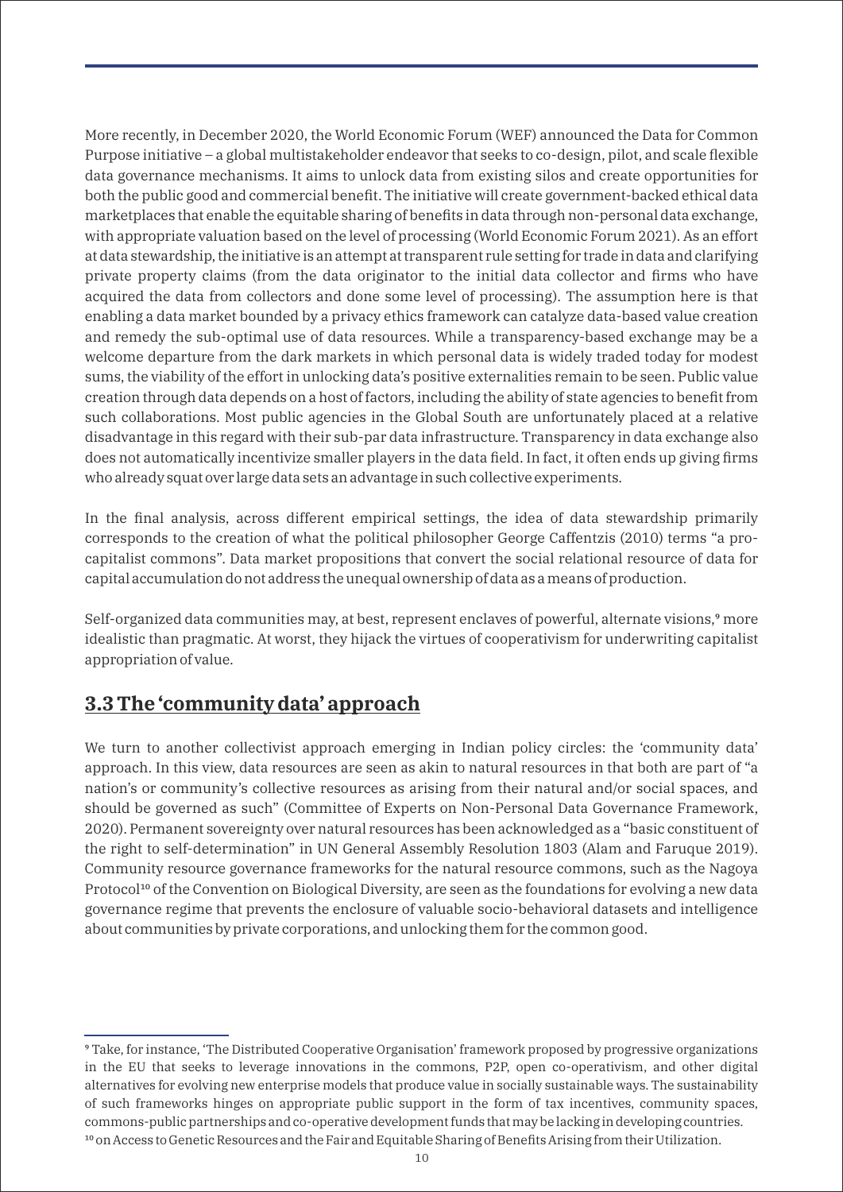More recently, in December 2020, the World Economic Forum (WEF) announced the Data for Common Purpose initiative – a global multistakeholder endeavor that seeks to co-design, pilot, and scale flexible data governance mechanisms. It aims to unlock data from existing silos and create opportunities for both the public good and commercial benefit. The initiative will create government-backed ethical data marketplaces that enable the equitable sharing of benefits in data through non-personal data exchange, with appropriate valuation based on the level of processing (World Economic Forum 2021). As an effort at data stewardship, the initiative is an attempt at transparent rule setting for trade in data and clarifying private property claims (from the data originator to the initial data collector and firms who have acquired the data from collectors and done some level of processing). The assumption here is that enabling a data market bounded by a privacy ethics framework can catalyze data-based value creation and remedy the sub-optimal use of data resources. While a transparency-based exchange may be a welcome departure from the dark markets in which personal data is widely traded today for modest sums, the viability of the effort in unlocking data's positive externalities remain to be seen. Public value creation through data depends on a host of factors, including the ability of state agencies to benefit from such collaborations. Most public agencies in the Global South are unfortunately placed at a relative disadvantage in this regard with their sub-par data infrastructure. Transparency in data exchange also does not automatically incentivize smaller players in the data field. In fact, it often ends up giving firms who already squat over large data sets an advantage in such collective experiments.

In the final analysis, across different empirical settings, the idea of data stewardship primarily corresponds to the creation of what the political philosopher George Caffentzis (2010) terms "a pro-capitalist commons". Data market propositions that convert the social relational resource of data for capital accumulation do not address the unequal ownership of data as a means of production.

Self-organized data communities may, at best, represent enclaves of powerful, alternate visions,[9] more idealistic than pragmatic. At worst, they hijack the virtues of cooperativism for underwriting capitalist appropriation of value.

## 3.3 The 'community data' approach

We turn to another collectivist approach emerging in Indian policy circles: the 'community data' approach. In this view, data resources are seen as akin to natural resources in that both are part of "a nation's or community's collective resources as arising from their natural and/or social spaces, and should be governed as such" (Committee of Experts on Non-Personal Data Governance Framework, 2020). Permanent sovereignty over natural resources has been acknowledged as a "basic constituent of the right to self-determination" in UN General Assembly Resolution 1803 (Alam and Faruque 2019). Community resource governance frameworks for the natural resource commons, such as the Nagoya Protocol[10] of the Convention on Biological Diversity, are seen as the foundations for evolving a new data governance regime that prevents the enclosure of valuable socio-behavioral datasets and intelligence about communities by private corporations, and unlocking them for the common good.

---

[9] Take, for instance, 'The Distributed Cooperative Organisation' framework proposed by progressive organizations in the EU that seeks to leverage innovations in the commons, P2P, open co-operativism, and other digital alternatives for evolving new enterprise models that produce value in socially sustainable ways. The sustainability of such frameworks hinges on appropriate public support in the form of tax incentives, community spaces, commons-public partnerships and co-operative development funds that may be lacking in developing countries.

[10] on Access to Genetic Resources and the Fair and Equitable Sharing of Benefits Arising from their Utilization.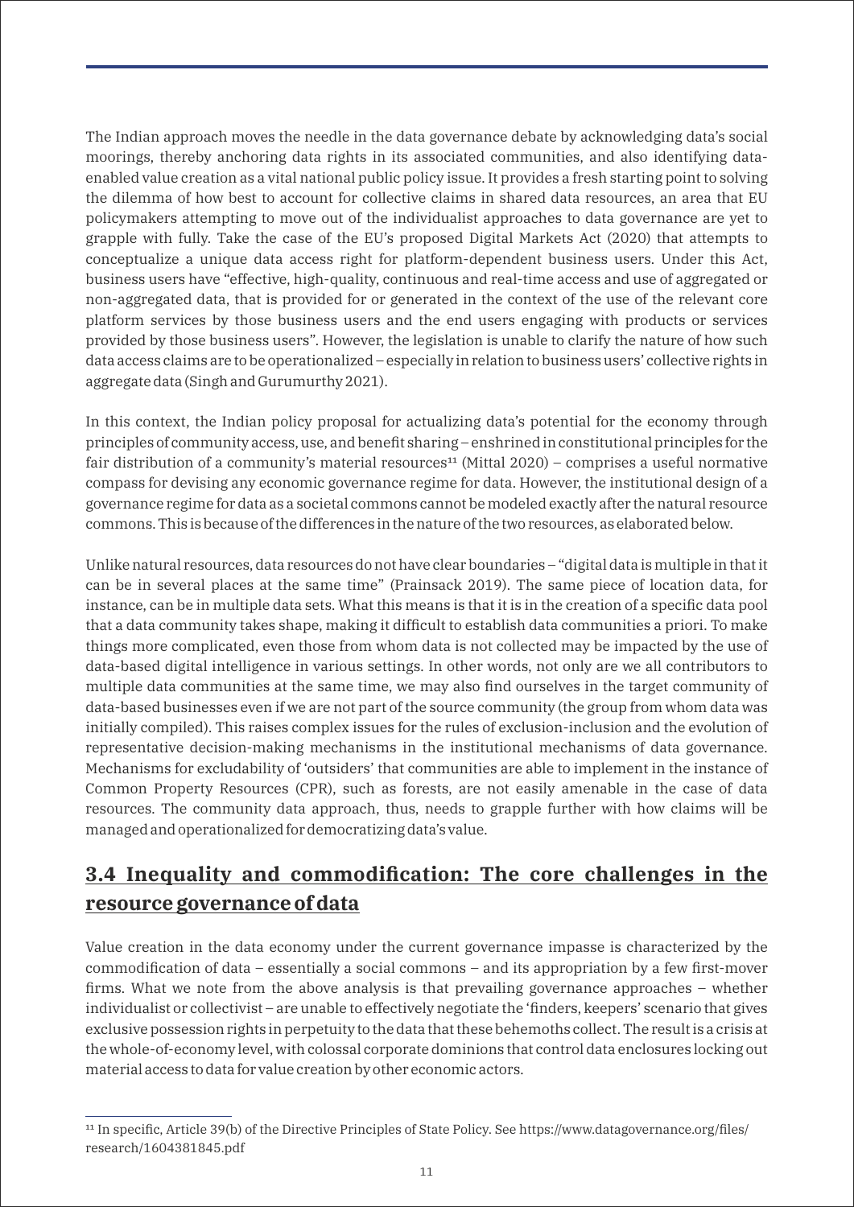The Indian approach moves the needle in the data governance debate by acknowledging data's social moorings, thereby anchoring data rights in its associated communities, and also identifying data-enabled value creation as a vital national public policy issue. It provides a fresh starting point to solving the dilemma of how best to account for collective claims in shared data resources, an area that EU policymakers attempting to move out of the individualist approaches to data governance are yet to grapple with fully. Take the case of the EU's proposed Digital Markets Act (2020) that attempts to conceptualize a unique data access right for platform-dependent business users. Under this Act, business users have "effective, high-quality, continuous and real-time access and use of aggregated or non-aggregated data, that is provided for or generated in the context of the use of the relevant core platform services by those business users and the end users engaging with products or services provided by those business users". However, the legislation is unable to clarify the nature of how such data access claims are to be operationalized – especially in relation to business users' collective rights in aggregate data (Singh and Gurumurthy 2021).

In this context, the Indian policy proposal for actualizing data's potential for the economy through principles of community access, use, and benefit sharing – enshrined in constitutional principles for the fair distribution of a community's material resources[11] (Mittal 2020) – comprises a useful normative compass for devising any economic governance regime for data. However, the institutional design of a governance regime for data as a societal commons cannot be modeled exactly after the natural resource commons. This is because of the differences in the nature of the two resources, as elaborated below.

Unlike natural resources, data resources do not have clear boundaries – "digital data is multiple in that it can be in several places at the same time" (Prainsack 2019). The same piece of location data, for instance, can be in multiple data sets. What this means is that it is in the creation of a specific data pool that a data community takes shape, making it difficult to establish data communities a priori. To make things more complicated, even those from whom data is not collected may be impacted by the use of data-based digital intelligence in various settings. In other words, not only are we all contributors to multiple data communities at the same time, we may also find ourselves in the target community of data-based businesses even if we are not part of the source community (the group from whom data was initially compiled). This raises complex issues for the rules of exclusion-inclusion and the evolution of representative decision-making mechanisms in the institutional mechanisms of data governance. Mechanisms for excludability of 'outsiders' that communities are able to implement in the instance of Common Property Resources (CPR), such as forests, are not easily amenable in the case of data resources. The community data approach, thus, needs to grapple further with how claims will be managed and operationalized for democratizing data's value.

## 3.4 Inequality and commodification: The core challenges in the resource governance of data

Value creation in the data economy under the current governance impasse is characterized by the commodification of data – essentially a social commons – and its appropriation by a few first-mover firms. What we note from the above analysis is that prevailing governance approaches – whether individualist or collectivist – are unable to effectively negotiate the 'finders, keepers' scenario that gives exclusive possession rights in perpetuity to the data that these behemoths collect. The result is a crisis at the whole-of-economy level, with colossal corporate dominions that control data enclosures locking out material access to data for value creation by other economic actors.

---

[11] In specific, Article 39(b) of the Directive Principles of State Policy. See https://www.datagovernance.org/files/research/1604381845.pdf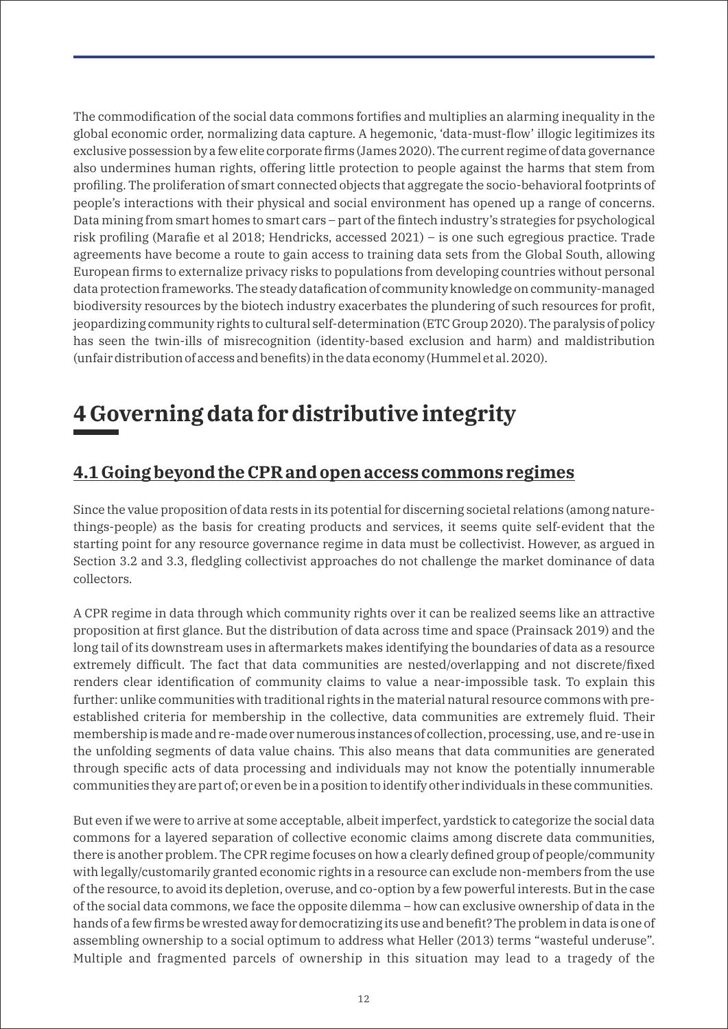The commodification of the social data commons fortifies and multiplies an alarming inequality in the global economic order, normalizing data capture. A hegemonic, 'data-must-flow' illogic legitimizes its exclusive possession by a few elite corporate firms (James 2020). The current regime of data governance also undermines human rights, offering little protection to people against the harms that stem from profiling. The proliferation of smart connected objects that aggregate the socio-behavioral footprints of people's interactions with their physical and social environment has opened up a range of concerns. Data mining from smart homes to smart cars – part of the fintech industry's strategies for psychological risk profiling (Marafie et al 2018; Hendricks, accessed 2021) – is one such egregious practice. Trade agreements have become a route to gain access to training data sets from the Global South, allowing European firms to externalize privacy risks to populations from developing countries without personal data protection frameworks. The steady datafication of community knowledge on community-managed biodiversity resources by the biotech industry exacerbates the plundering of such resources for profit, jeopardizing community rights to cultural self-determination (ETC Group 2020). The paralysis of policy has seen the twin-ills of misrecognition (identity-based exclusion and harm) and maldistribution (unfair distribution of access and benefits) in the data economy (Hummel et al. 2020).

# 4 Governing data for distributive integrity

## 4.1 Going beyond the CPR and open access commons regimes

Since the value proposition of data rests in its potential for discerning societal relations (among nature-things-people) as the basis for creating products and services, it seems quite self-evident that the starting point for any resource governance regime in data must be collectivist. However, as argued in Section 3.2 and 3.3, fledgling collectivist approaches do not challenge the market dominance of data collectors.

A CPR regime in data through which community rights over it can be realized seems like an attractive proposition at first glance. But the distribution of data across time and space (Prainsack 2019) and the long tail of its downstream uses in aftermarkets makes identifying the boundaries of data as a resource extremely difficult. The fact that data communities are nested/overlapping and not discrete/fixed renders clear identification of community claims to value a near-impossible task. To explain this further: unlike communities with traditional rights in the material natural resource commons with pre-established criteria for membership in the collective, data communities are extremely fluid. Their membership is made and re-made over numerous instances of collection, processing, use, and re-use in the unfolding segments of data value chains. This also means that data communities are generated through specific acts of data processing and individuals may not know the potentially innumerable communities they are part of; or even be in a position to identify other individuals in these communities.

But even if we were to arrive at some acceptable, albeit imperfect, yardstick to categorize the social data commons for a layered separation of collective economic claims among discrete data communities, there is another problem. The CPR regime focuses on how a clearly defined group of people/community with legally/customarily granted economic rights in a resource can exclude non-members from the use of the resource, to avoid its depletion, overuse, and co-option by a few powerful interests. But in the case of the social data commons, we face the opposite dilemma – how can exclusive ownership of data in the hands of a few firms be wrested away for democratizing its use and benefit? The problem in data is one of assembling ownership to a social optimum to address what Heller (2013) terms "wasteful underuse". Multiple and fragmented parcels of ownership in this situation may lead to a tragedy of the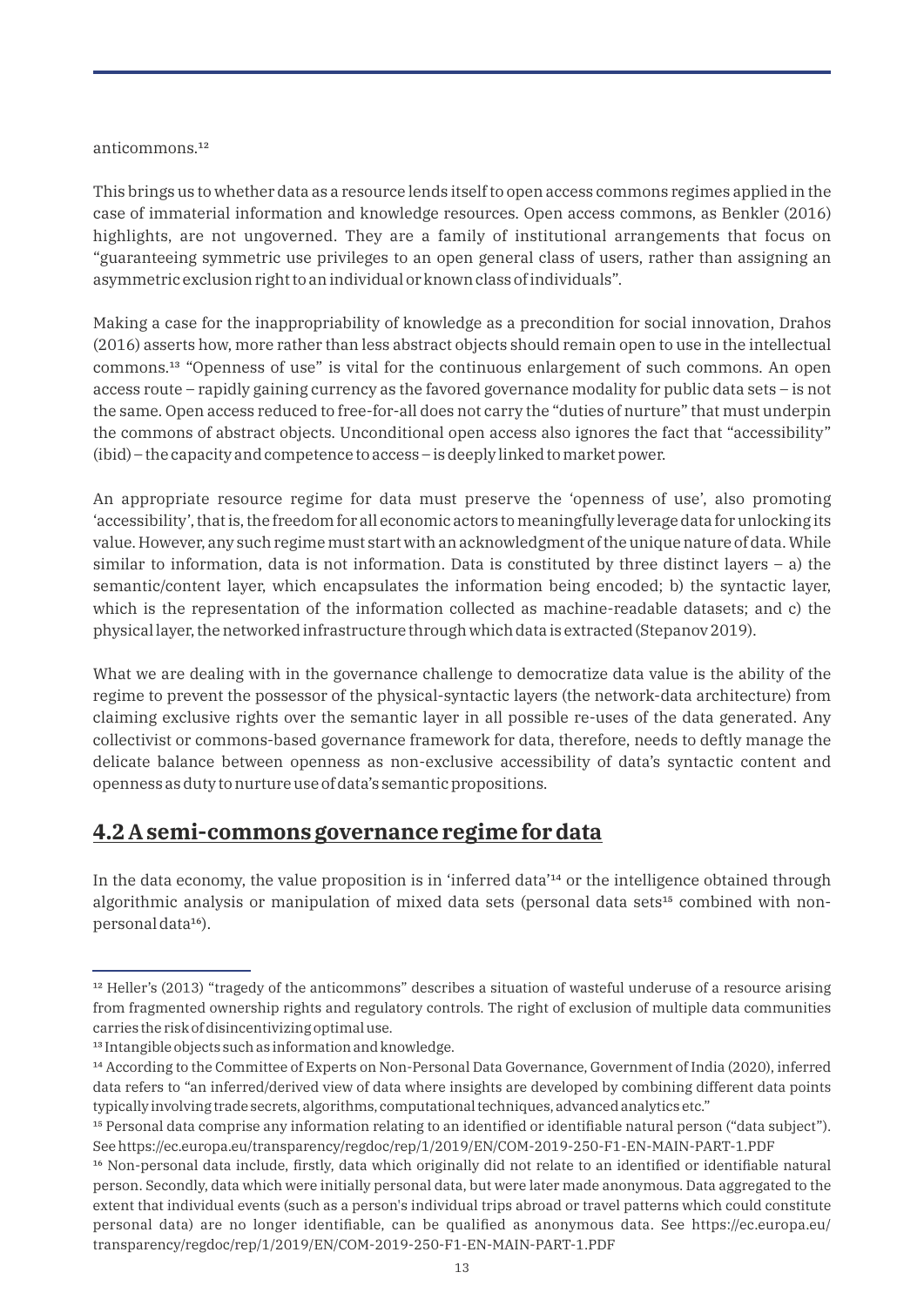anticommons.[12]

This brings us to whether data as a resource lends itself to open access commons regimes applied in the case of immaterial information and knowledge resources. Open access commons, as Benkler (2016) highlights, are not ungoverned. They are a family of institutional arrangements that focus on "guaranteeing symmetric use privileges to an open general class of users, rather than assigning an asymmetric exclusion right to an individual or known class of individuals".

Making a case for the inappropriability of knowledge as a precondition for social innovation, Drahos (2016) asserts how, more rather than less abstract objects should remain open to use in the intellectual commons.[13] "Openness of use" is vital for the continuous enlargement of such commons. An open access route – rapidly gaining currency as the favored governance modality for public data sets – is not the same. Open access reduced to free-for-all does not carry the "duties of nurture" that must underpin the commons of abstract objects. Unconditional open access also ignores the fact that "accessibility" (ibid) – the capacity and competence to access – is deeply linked to market power.

An appropriate resource regime for data must preserve the 'openness of use', also promoting 'accessibility', that is, the freedom for all economic actors to meaningfully leverage data for unlocking its value. However, any such regime must start with an acknowledgment of the unique nature of data. While similar to information, data is not information. Data is constituted by three distinct layers – a) the semantic/content layer, which encapsulates the information being encoded; b) the syntactic layer, which is the representation of the information collected as machine-readable datasets; and c) the physical layer, the networked infrastructure through which data is extracted (Stepanov 2019).

What we are dealing with in the governance challenge to democratize data value is the ability of the regime to prevent the possessor of the physical-syntactic layers (the network-data architecture) from claiming exclusive rights over the semantic layer in all possible re-uses of the data generated. Any collectivist or commons-based governance framework for data, therefore, needs to deftly manage the delicate balance between openness as non-exclusive accessibility of data's syntactic content and openness as duty to nurture use of data's semantic propositions.

## 4.2 A semi-commons governance regime for data

In the data economy, the value proposition is in 'inferred data'[14] or the intelligence obtained through algorithmic analysis or manipulation of mixed data sets (personal data sets[15] combined with non-personal data[16]).

---

[12] Heller's (2013) "tragedy of the anticommons" describes a situation of wasteful underuse of a resource arising from fragmented ownership rights and regulatory controls. The right of exclusion of multiple data communities carries the risk of disincentivizing optimal use.

[13] Intangible objects such as information and knowledge.

[14] According to the Committee of Experts on Non-Personal Data Governance, Government of India (2020), inferred data refers to "an inferred/derived view of data where insights are developed by combining different data points typically involving trade secrets, algorithms, computational techniques, advanced analytics etc."

[15] Personal data comprise any information relating to an identified or identifiable natural person ("data subject"). See https://ec.europa.eu/transparency/regdoc/rep/1/2019/EN/COM-2019-250-F1-EN-MAIN-PART-1.PDF

[16] Non-personal data include, firstly, data which originally did not relate to an identified or identifiable natural person. Secondly, data which were initially personal data, but were later made anonymous. Data aggregated to the extent that individual events (such as a person's individual trips abroad or travel patterns which could constitute personal data) are no longer identifiable, can be qualified as anonymous data. See https://ec.europa.eu/transparency/regdoc/rep/1/2019/EN/COM-2019-250-F1-EN-MAIN-PART-1.PDF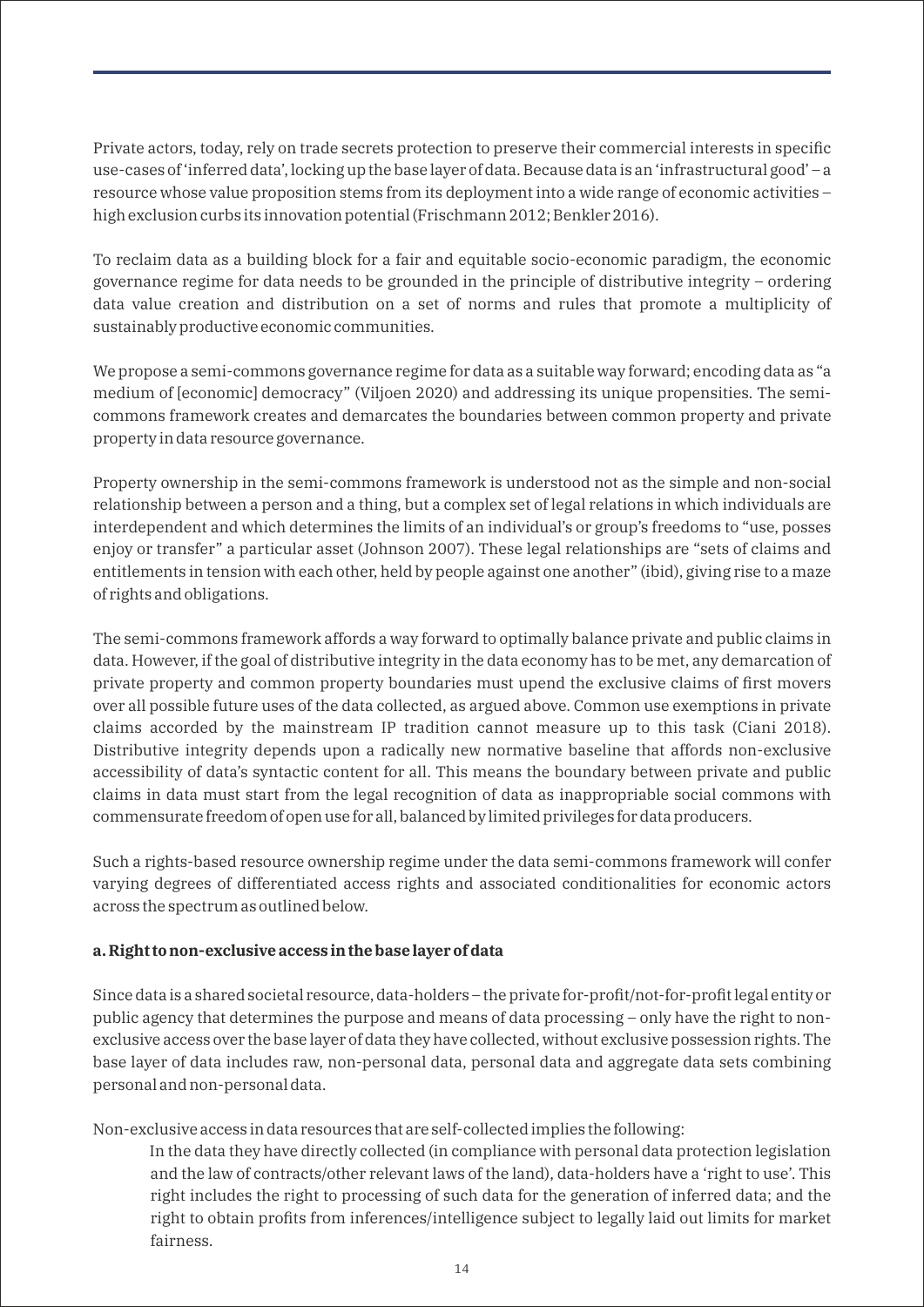Private actors, today, rely on trade secrets protection to preserve their commercial interests in specific use-cases of 'inferred data', locking up the base layer of data. Because data is an 'infrastructural good' – a resource whose value proposition stems from its deployment into a wide range of economic activities – high exclusion curbs its innovation potential (Frischmann 2012; Benkler 2016).

To reclaim data as a building block for a fair and equitable socio-economic paradigm, the economic governance regime for data needs to be grounded in the principle of distributive integrity – ordering data value creation and distribution on a set of norms and rules that promote a multiplicity of sustainably productive economic communities.

We propose a semi-commons governance regime for data as a suitable way forward; encoding data as "a medium of [economic] democracy" (Viljoen 2020) and addressing its unique propensities. The semi-commons framework creates and demarcates the boundaries between common property and private property in data resource governance.

Property ownership in the semi-commons framework is understood not as the simple and non-social relationship between a person and a thing, but a complex set of legal relations in which individuals are interdependent and which determines the limits of an individual's or group's freedoms to "use, posses enjoy or transfer" a particular asset (Johnson 2007). These legal relationships are "sets of claims and entitlements in tension with each other, held by people against one another" (ibid), giving rise to a maze of rights and obligations.

The semi-commons framework affords a way forward to optimally balance private and public claims in data. However, if the goal of distributive integrity in the data economy has to be met, any demarcation of private property and common property boundaries must upend the exclusive claims of first movers over all possible future uses of the data collected, as argued above. Common use exemptions in private claims accorded by the mainstream IP tradition cannot measure up to this task (Ciani 2018). Distributive integrity depends upon a radically new normative baseline that affords non-exclusive accessibility of data's syntactic content for all. This means the boundary between private and public claims in data must start from the legal recognition of data as inappropriable social commons with commensurate freedom of open use for all, balanced by limited privileges for data producers.

Such a rights-based resource ownership regime under the data semi-commons framework will confer varying degrees of differentiated access rights and associated conditionalities for economic actors across the spectrum as outlined below.

**a. Right to non-exclusive access in the base layer of data**

Since data is a shared societal resource, data-holders – the private for-profit/not-for-profit legal entity or public agency that determines the purpose and means of data processing – only have the right to non-exclusive access over the base layer of data they have collected, without exclusive possession rights. The base layer of data includes raw, non-personal data, personal data and aggregate data sets combining personal and non-personal data.

Non-exclusive access in data resources that are self-collected implies the following:

> In the data they have directly collected (in compliance with personal data protection legislation and the law of contracts/other relevant laws of the land), data-holders have a 'right to use'. This right includes the right to processing of such data for the generation of inferred data; and the right to obtain profits from inferences/intelligence subject to legally laid out limits for market fairness.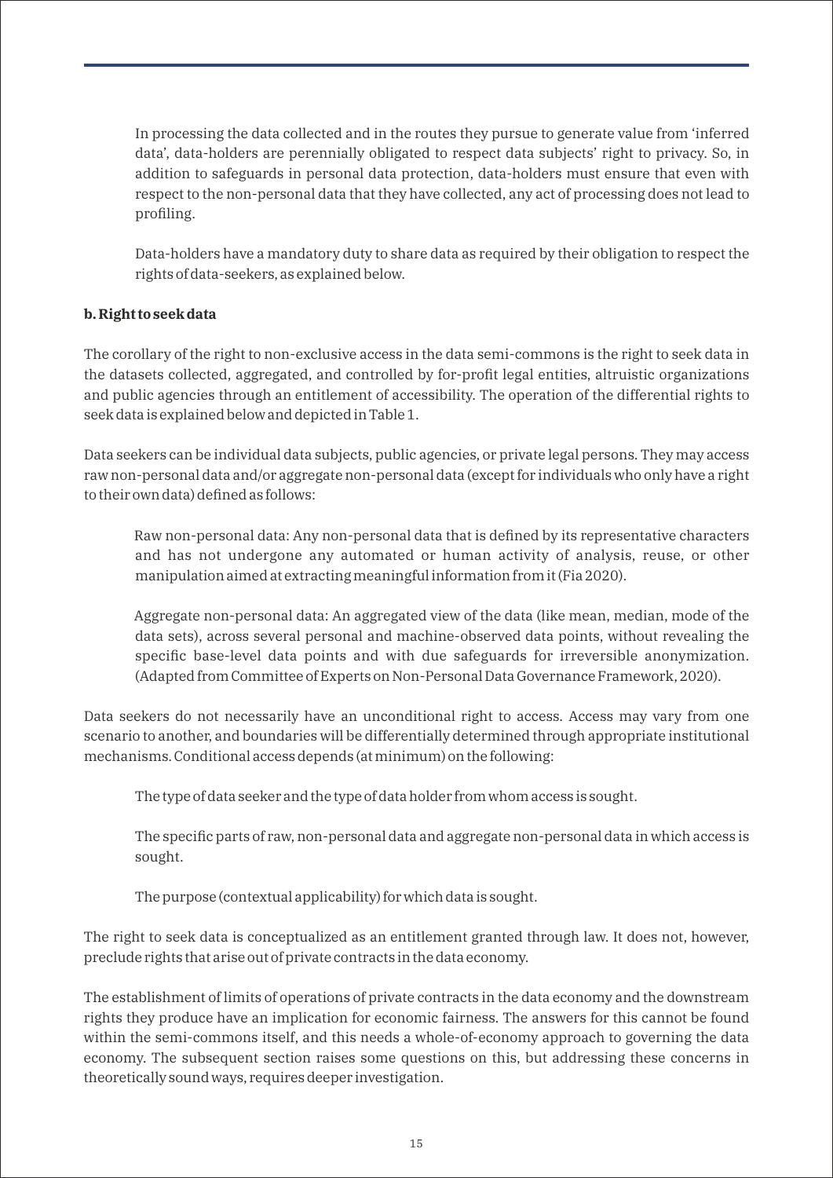In processing the data collected and in the routes they pursue to generate value from 'inferred data', data-holders are perennially obligated to respect data subjects' right to privacy. So, in addition to safeguards in personal data protection, data-holders must ensure that even with respect to the non-personal data that they have collected, any act of processing does not lead to profiling.

Data-holders have a mandatory duty to share data as required by their obligation to respect the rights of data-seekers, as explained below.

**b. Right to seek data**

The corollary of the right to non-exclusive access in the data semi-commons is the right to seek data in the datasets collected, aggregated, and controlled by for-profit legal entities, altruistic organizations and public agencies through an entitlement of accessibility. The operation of the differential rights to seek data is explained below and depicted in Table 1.

Data seekers can be individual data subjects, public agencies, or private legal persons. They may access raw non-personal data and/or aggregate non-personal data (except for individuals who only have a right to their own data) defined as follows:

> Raw non-personal data: Any non-personal data that is defined by its representative characters and has not undergone any automated or human activity of analysis, reuse, or other manipulation aimed at extracting meaningful information from it (Fia 2020).
>
> Aggregate non-personal data: An aggregated view of the data (like mean, median, mode of the data sets), across several personal and machine-observed data points, without revealing the specific base-level data points and with due safeguards for irreversible anonymization. (Adapted from Committee of Experts on Non-Personal Data Governance Framework, 2020).

Data seekers do not necessarily have an unconditional right to access. Access may vary from one scenario to another, and boundaries will be differentially determined through appropriate institutional mechanisms. Conditional access depends (at minimum) on the following:

> The type of data seeker and the type of data holder from whom access is sought.
>
> The specific parts of raw, non-personal data and aggregate non-personal data in which access is sought.
>
> The purpose (contextual applicability) for which data is sought.

The right to seek data is conceptualized as an entitlement granted through law. It does not, however, preclude rights that arise out of private contracts in the data economy.

The establishment of limits of operations of private contracts in the data economy and the downstream rights they produce have an implication for economic fairness. The answers for this cannot be found within the semi-commons itself, and this needs a whole-of-economy approach to governing the data economy. The subsequent section raises some questions on this, but addressing these concerns in theoretically sound ways, requires deeper investigation.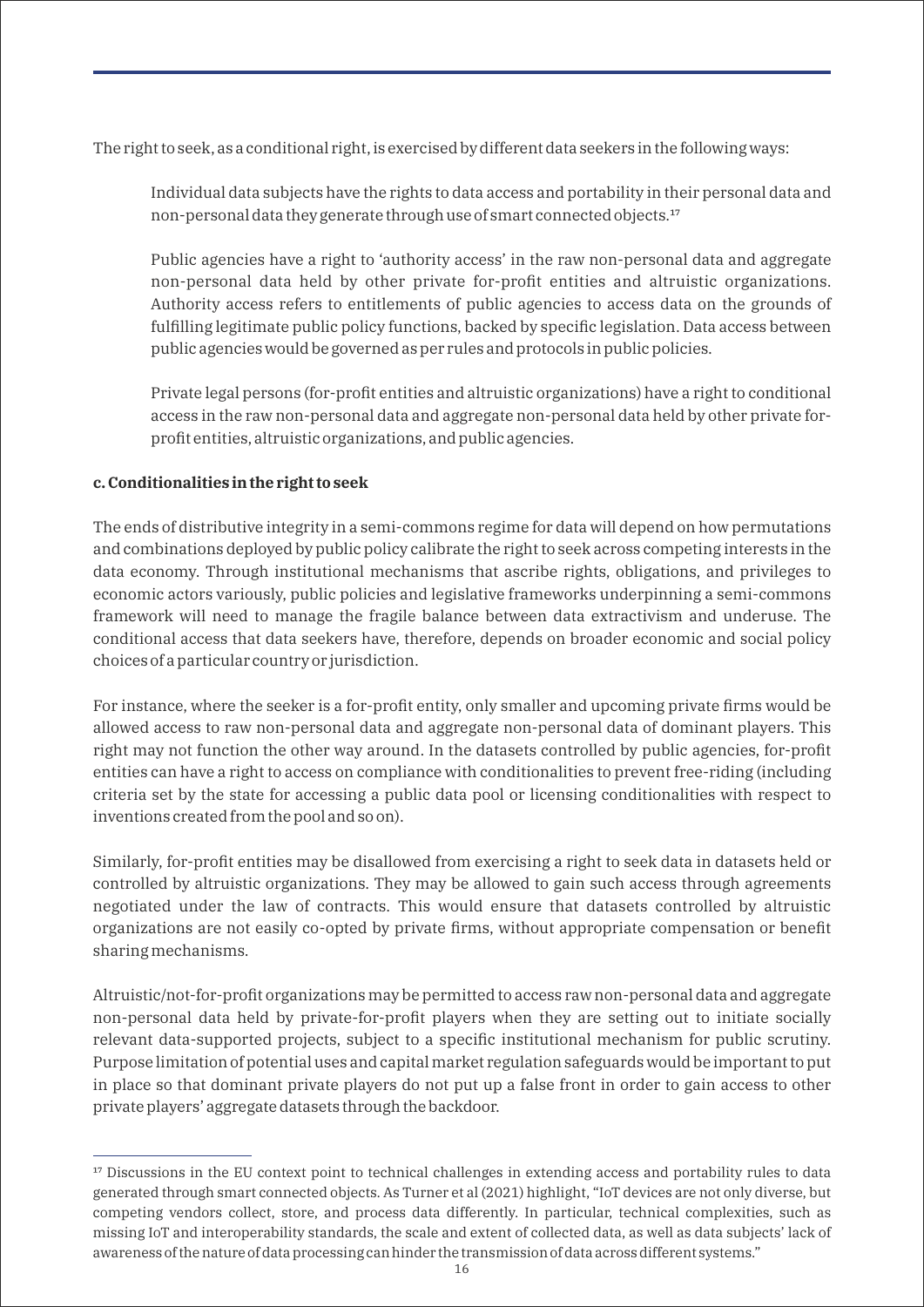The right to seek, as a conditional right, is exercised by different data seekers in the following ways:

> Individual data subjects have the rights to data access and portability in their personal data and non-personal data they generate through use of smart connected objects.[17]
>
> Public agencies have a right to 'authority access' in the raw non-personal data and aggregate non-personal data held by other private for-profit entities and altruistic organizations. Authority access refers to entitlements of public agencies to access data on the grounds of fulfilling legitimate public policy functions, backed by specific legislation. Data access between public agencies would be governed as per rules and protocols in public policies.
>
> Private legal persons (for-profit entities and altruistic organizations) have a right to conditional access in the raw non-personal data and aggregate non-personal data held by other private for-profit entities, altruistic organizations, and public agencies.

**c. Conditionalities in the right to seek**

The ends of distributive integrity in a semi-commons regime for data will depend on how permutations and combinations deployed by public policy calibrate the right to seek across competing interests in the data economy. Through institutional mechanisms that ascribe rights, obligations, and privileges to economic actors variously, public policies and legislative frameworks underpinning a semi-commons framework will need to manage the fragile balance between data extractivism and underuse. The conditional access that data seekers have, therefore, depends on broader economic and social policy choices of a particular country or jurisdiction.

For instance, where the seeker is a for-profit entity, only smaller and upcoming private firms would be allowed access to raw non-personal data and aggregate non-personal data of dominant players. This right may not function the other way around. In the datasets controlled by public agencies, for-profit entities can have a right to access on compliance with conditionalities to prevent free-riding (including criteria set by the state for accessing a public data pool or licensing conditionalities with respect to inventions created from the pool and so on).

Similarly, for-profit entities may be disallowed from exercising a right to seek data in datasets held or controlled by altruistic organizations. They may be allowed to gain such access through agreements negotiated under the law of contracts. This would ensure that datasets controlled by altruistic organizations are not easily co-opted by private firms, without appropriate compensation or benefit sharing mechanisms.

Altruistic/not-for-profit organizations may be permitted to access raw non-personal data and aggregate non-personal data held by private-for-profit players when they are setting out to initiate socially relevant data-supported projects, subject to a specific institutional mechanism for public scrutiny. Purpose limitation of potential uses and capital market regulation safeguards would be important to put in place so that dominant private players do not put up a false front in order to gain access to other private players' aggregate datasets through the backdoor.

---

[17] Discussions in the EU context point to technical challenges in extending access and portability rules to data generated through smart connected objects. As Turner et al (2021) highlight, "IoT devices are not only diverse, but competing vendors collect, store, and process data differently. In particular, technical complexities, such as missing IoT and interoperability standards, the scale and extent of collected data, as well as data subjects' lack of awareness of the nature of data processing can hinder the transmission of data across different systems."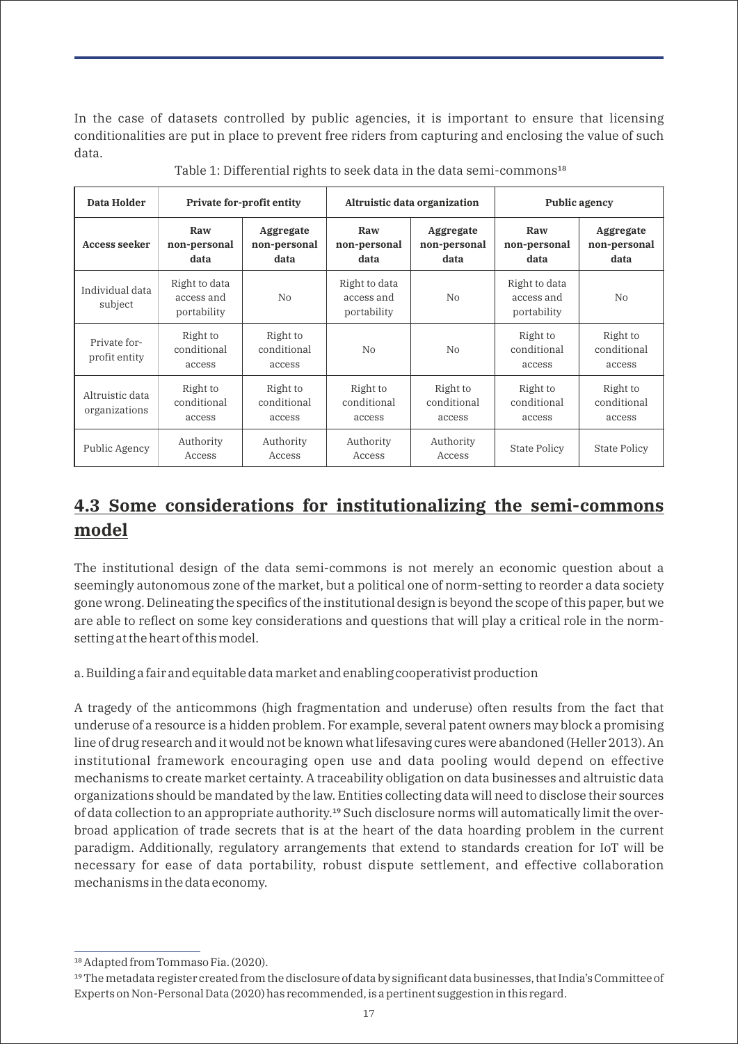In the case of datasets controlled by public agencies, it is important to ensure that licensing conditionalities are put in place to prevent free riders from capturing and enclosing the value of such data.

Table 1: Differential rights to seek data in the data semi-commons[18]

| **Data Holder** | **Private for-profit entity** | | **Altruistic data organization** | | **Public agency** | |
|---|---|---|---|---|---|---|
| **Access seeker** | **Raw non-personal data** | **Aggregate non-personal data** | **Raw non-personal data** | **Aggregate non-personal data** | **Raw non-personal data** | **Aggregate non-personal data** |
| Individual data subject | Right to data access and portability | No | Right to data access and portability | No | Right to data access and portability | No |
| Private for-profit entity | Right to conditional access | Right to conditional access | No | No | Right to conditional access | Right to conditional access |
| Altruistic data organizations | Right to conditional access | Right to conditional access | Right to conditional access | Right to conditional access | Right to conditional access | Right to conditional access |
| Public Agency | Authority Access | Authority Access | Authority Access | Authority Access | State Policy | State Policy |

## 4.3 Some considerations for institutionalizing the semi-commons model

The institutional design of the data semi-commons is not merely an economic question about a seemingly autonomous zone of the market, but a political one of norm-setting to reorder a data society gone wrong. Delineating the specifics of the institutional design is beyond the scope of this paper, but we are able to reflect on some key considerations and questions that will play a critical role in the norm-setting at the heart of this model.

a. Building a fair and equitable data market and enabling cooperativist production

A tragedy of the anticommons (high fragmentation and underuse) often results from the fact that underuse of a resource is a hidden problem. For example, several patent owners may block a promising line of drug research and it would not be known what lifesaving cures were abandoned (Heller 2013). An institutional framework encouraging open use and data pooling would depend on effective mechanisms to create market certainty. A traceability obligation on data businesses and altruistic data organizations should be mandated by the law. Entities collecting data will need to disclose their sources of data collection to an appropriate authority.[19] Such disclosure norms will automatically limit the over-broad application of trade secrets that is at the heart of the data hoarding problem in the current paradigm. Additionally, regulatory arrangements that extend to standards creation for IoT will be necessary for ease of data portability, robust dispute settlement, and effective collaboration mechanisms in the data economy.

[18] Adapted from Tommaso Fia. (2020).

[19] The metadata register created from the disclosure of data by significant data businesses, that India's Committee of Experts on Non-Personal Data (2020) has recommended, is a pertinent suggestion in this regard.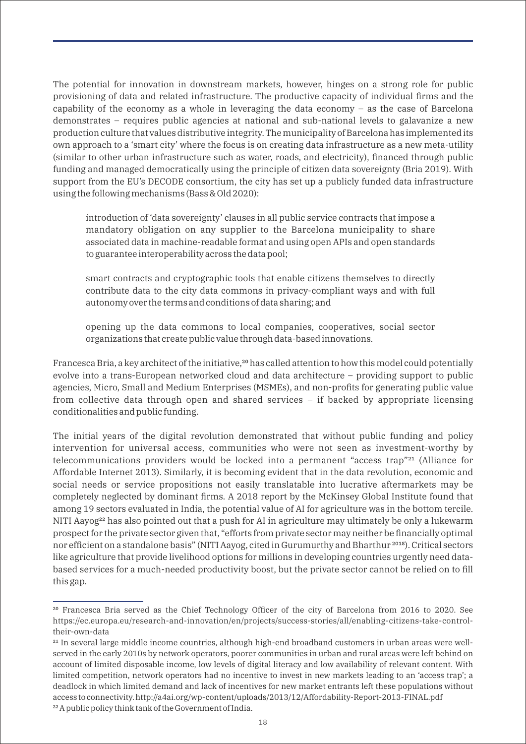The potential for innovation in downstream markets, however, hinges on a strong role for public provisioning of data and related infrastructure. The productive capacity of individual firms and the capability of the economy as a whole in leveraging the data economy – as the case of Barcelona demonstrates – requires public agencies at national and sub-national levels to galavanize a new production culture that values distributive integrity. The municipality of Barcelona has implemented its own approach to a 'smart city' where the focus is on creating data infrastructure as a new meta-utility (similar to other urban infrastructure such as water, roads, and electricity), financed through public funding and managed democratically using the principle of citizen data sovereignty (Bria 2019). With support from the EU's DECODE consortium, the city has set up a publicly funded data infrastructure using the following mechanisms (Bass & Old 2020):

> introduction of 'data sovereignty' clauses in all public service contracts that impose a mandatory obligation on any supplier to the Barcelona municipality to share associated data in machine-readable format and using open APIs and open standards to guarantee interoperability across the data pool;
>
> smart contracts and cryptographic tools that enable citizens themselves to directly contribute data to the city data commons in privacy-compliant ways and with full autonomy over the terms and conditions of data sharing; and
>
> opening up the data commons to local companies, cooperatives, social sector organizations that create public value through data-based innovations.

Francesca Bria, a key architect of the initiative,[20] has called attention to how this model could potentially evolve into a trans-European networked cloud and data architecture – providing support to public agencies, Micro, Small and Medium Enterprises (MSMEs), and non-profits for generating public value from collective data through open and shared services – if backed by appropriate licensing conditionalities and public funding.

The initial years of the digital revolution demonstrated that without public funding and policy intervention for universal access, communities who were not seen as investment-worthy by telecommunications providers would be locked into a permanent "access trap"[21] (Alliance for Affordable Internet 2013). Similarly, it is becoming evident that in the data revolution, economic and social needs or service propositions not easily translatable into lucrative aftermarkets may be completely neglected by dominant firms. A 2018 report by the McKinsey Global Institute found that among 19 sectors evaluated in India, the potential value of AI for agriculture was in the bottom tercile. NITI Aayog[22] has also pointed out that a push for AI in agriculture may ultimately be only a lukewarm prospect for the private sector given that, "efforts from private sector may neither be financially optimal nor efficient on a standalone basis" (NITI Aayog, cited in Gurumurthy and Bharthur [2018]). Critical sectors like agriculture that provide livelihood options for millions in developing countries urgently need data-based services for a much-needed productivity boost, but the private sector cannot be relied on to fill this gap.

---

[20] Francesca Bria served as the Chief Technology Officer of the city of Barcelona from 2016 to 2020. See https://ec.europa.eu/research-and-innovation/en/projects/success-stories/all/enabling-citizens-take-control-their-own-data

[21] In several large middle income countries, although high-end broadband customers in urban areas were well-served in the early 2010s by network operators, poorer communities in urban and rural areas were left behind on account of limited disposable income, low levels of digital literacy and low availability of relevant content. With limited competition, network operators had no incentive to invest in new markets leading to an 'access trap'; a deadlock in which limited demand and lack of incentives for new market entrants left these populations without access to connectivity. http://a4ai.org/wp-content/uploads/2013/12/Affordability-Report-2013-FINAL.pdf

[22] A public policy think tank of the Government of India.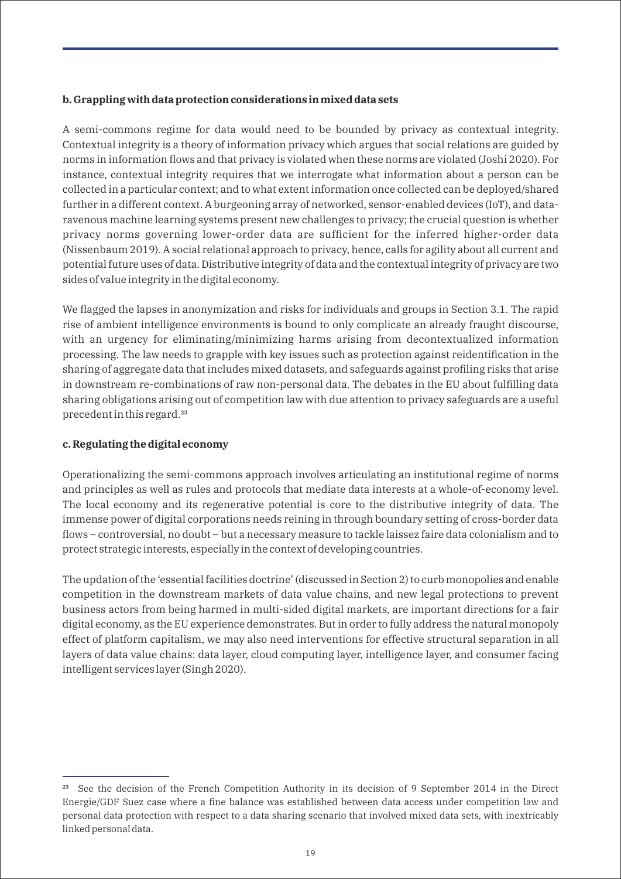**b. Grappling with data protection considerations in mixed data sets**

A semi-commons regime for data would need to be bounded by privacy as contextual integrity. Contextual integrity is a theory of information privacy which argues that social relations are guided by norms in information flows and that privacy is violated when these norms are violated (Joshi 2020). For instance, contextual integrity requires that we interrogate what information about a person can be collected in a particular context; and to what extent information once collected can be deployed/shared further in a different context. A burgeoning array of networked, sensor-enabled devices (IoT), and data-ravenous machine learning systems present new challenges to privacy; the crucial question is whether privacy norms governing lower-order data are sufficient for the inferred higher-order data (Nissenbaum 2019). A social relational approach to privacy, hence, calls for agility about all current and potential future uses of data. Distributive integrity of data and the contextual integrity of privacy are two sides of value integrity in the digital economy.

We flagged the lapses in anonymization and risks for individuals and groups in Section 3.1. The rapid rise of ambient intelligence environments is bound to only complicate an already fraught discourse, with an urgency for eliminating/minimizing harms arising from decontextualized information processing. The law needs to grapple with key issues such as protection against reidentification in the sharing of aggregate data that includes mixed datasets, and safeguards against profiling risks that arise in downstream re-combinations of raw non-personal data. The debates in the EU about fulfilling data sharing obligations arising out of competition law with due attention to privacy safeguards are a useful precedent in this regard.[23]

**c. Regulating the digital economy**

Operationalizing the semi-commons approach involves articulating an institutional regime of norms and principles as well as rules and protocols that mediate data interests at a whole-of-economy level. The local economy and its regenerative potential is core to the distributive integrity of data. The immense power of digital corporations needs reining in through boundary setting of cross-border data flows – controversial, no doubt – but a necessary measure to tackle laissez faire data colonialism and to protect strategic interests, especially in the context of developing countries.

The updation of the 'essential facilities doctrine' (discussed in Section 2) to curb monopolies and enable competition in the downstream markets of data value chains, and new legal protections to prevent business actors from being harmed in multi-sided digital markets, are important directions for a fair digital economy, as the EU experience demonstrates. But in order to fully address the natural monopoly effect of platform capitalism, we may also need interventions for effective structural separation in all layers of data value chains: data layer, cloud computing layer, intelligence layer, and consumer facing intelligent services layer (Singh 2020).

---

[23] See the decision of the French Competition Authority in its decision of 9 September 2014 in the Direct Energie/GDF Suez case where a fine balance was established between data access under competition law and personal data protection with respect to a data sharing scenario that involved mixed data sets, with inextricably linked personal data.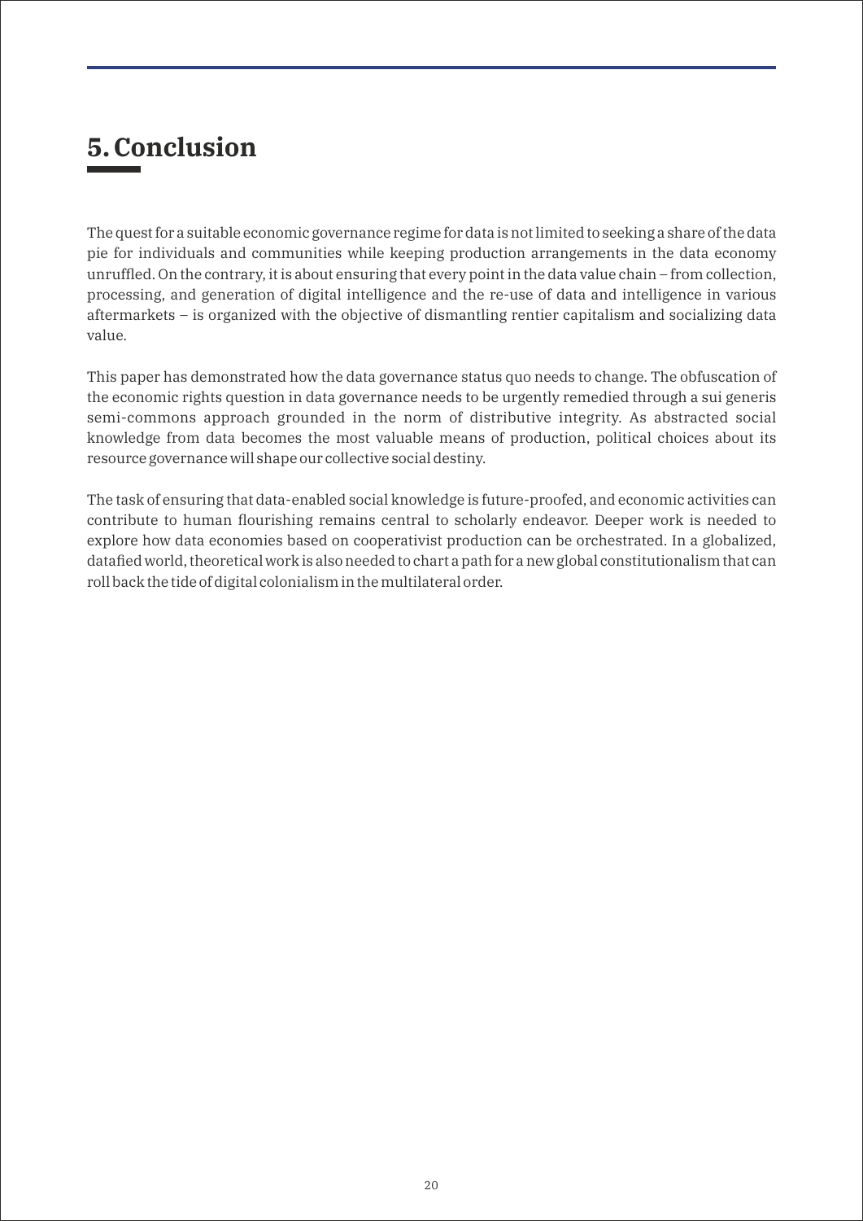# 5. Conclusion

The quest for a suitable economic governance regime for data is not limited to seeking a share of the data pie for individuals and communities while keeping production arrangements in the data economy unruffled. On the contrary, it is about ensuring that every point in the data value chain – from collection, processing, and generation of digital intelligence and the re-use of data and intelligence in various aftermarkets – is organized with the objective of dismantling rentier capitalism and socializing data value.

This paper has demonstrated how the data governance status quo needs to change. The obfuscation of the economic rights question in data governance needs to be urgently remedied through a sui generis semi-commons approach grounded in the norm of distributive integrity. As abstracted social knowledge from data becomes the most valuable means of production, political choices about its resource governance will shape our collective social destiny.

The task of ensuring that data-enabled social knowledge is future-proofed, and economic activities can contribute to human flourishing remains central to scholarly endeavor. Deeper work is needed to explore how data economies based on cooperativist production can be orchestrated. In a globalized, datafied world, theoretical work is also needed to chart a path for a new global constitutionalism that can roll back the tide of digital colonialism in the multilateral order.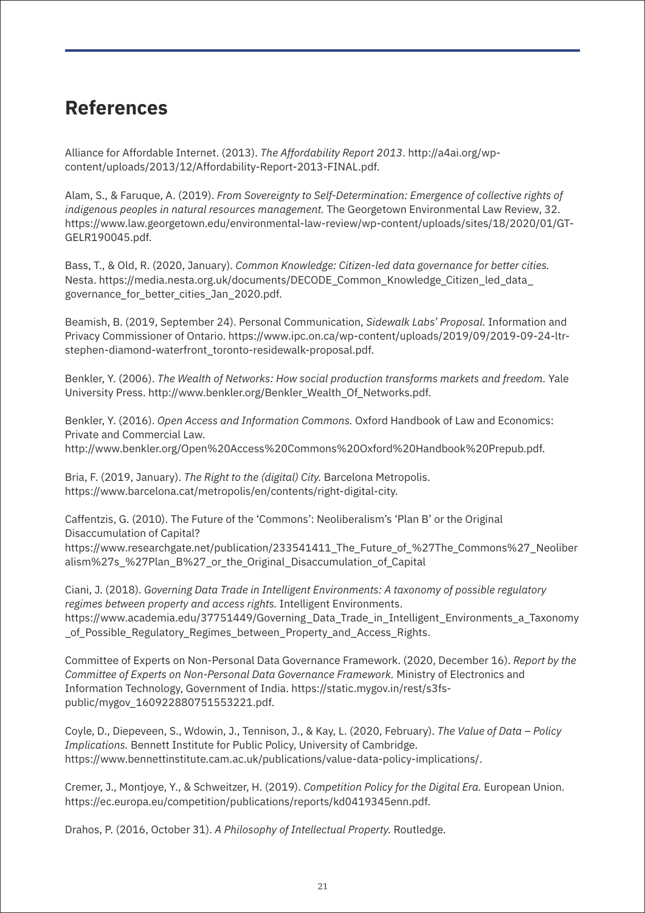## References

Alliance for Affordable Internet. (2013). *The Affordability Report 2013*. http://a4ai.org/wp-content/uploads/2013/12/Affordability-Report-2013-FINAL.pdf.

Alam, S., & Faruque, A. (2019). *From Sovereignty to Self-Determination: Emergence of collective rights of indigenous peoples in natural resources management.* The Georgetown Environmental Law Review, 32. https://www.law.georgetown.edu/environmental-law-review/wp-content/uploads/sites/18/2020/01/GT-GELR190045.pdf.

Bass, T., & Old, R. (2020, January). *Common Knowledge: Citizen-led data governance for better cities.* Nesta. https://media.nesta.org.uk/documents/DECODE_Common_Knowledge_Citizen_led_data_governance_for_better_cities_Jan_2020.pdf.

Beamish, B. (2019, September 24). Personal Communication, *Sidewalk Labs' Proposal.* Information and Privacy Commissioner of Ontario. https://www.ipc.on.ca/wp-content/uploads/2019/09/2019-09-24-ltr-stephen-diamond-waterfront_toronto-residewalk-proposal.pdf.

Benkler, Y. (2006). *The Wealth of Networks: How social production transforms markets and freedom.* Yale University Press. http://www.benkler.org/Benkler_Wealth_Of_Networks.pdf.

Benkler, Y. (2016). *Open Access and Information Commons.* Oxford Handbook of Law and Economics: Private and Commercial Law. http://www.benkler.org/Open%20Access%20Commons%20Oxford%20Handbook%20Prepub.pdf.

Bria, F. (2019, January). *The Right to the (digital) City.* Barcelona Metropolis. https://www.barcelona.cat/metropolis/en/contents/right-digital-city.

Caffentzis, G. (2010). The Future of the 'Commons': Neoliberalism's 'Plan B' or the Original Disaccumulation of Capital? https://www.researchgate.net/publication/233541411_The_Future_of_%27The_Commons%27_Neoliberalism%27s_%27Plan_B%27_or_the_Original_Disaccumulation_of_Capital

Ciani, J. (2018). *Governing Data Trade in Intelligent Environments: A taxonomy of possible regulatory regimes between property and access rights.* Intelligent Environments. https://www.academia.edu/37751449/Governing_Data_Trade_in_Intelligent_Environments_a_Taxonomy_of_Possible_Regulatory_Regimes_between_Property_and_Access_Rights.

Committee of Experts on Non-Personal Data Governance Framework. (2020, December 16). *Report by the Committee of Experts on Non-Personal Data Governance Framework.* Ministry of Electronics and Information Technology, Government of India. https://static.mygov.in/rest/s3fs-public/mygov_160922880751553221.pdf.

Coyle, D., Diepeveen, S., Wdowin, J., Tennison, J., & Kay, L. (2020, February). *The Value of Data – Policy Implications.* Bennett Institute for Public Policy, University of Cambridge. https://www.bennettinstitute.cam.ac.uk/publications/value-data-policy-implications/.

Cremer, J., Montjoye, Y., & Schweitzer, H. (2019). *Competition Policy for the Digital Era.* European Union. https://ec.europa.eu/competition/publications/reports/kd0419345enn.pdf.

Drahos, P. (2016, October 31). *A Philosophy of Intellectual Property.* Routledge.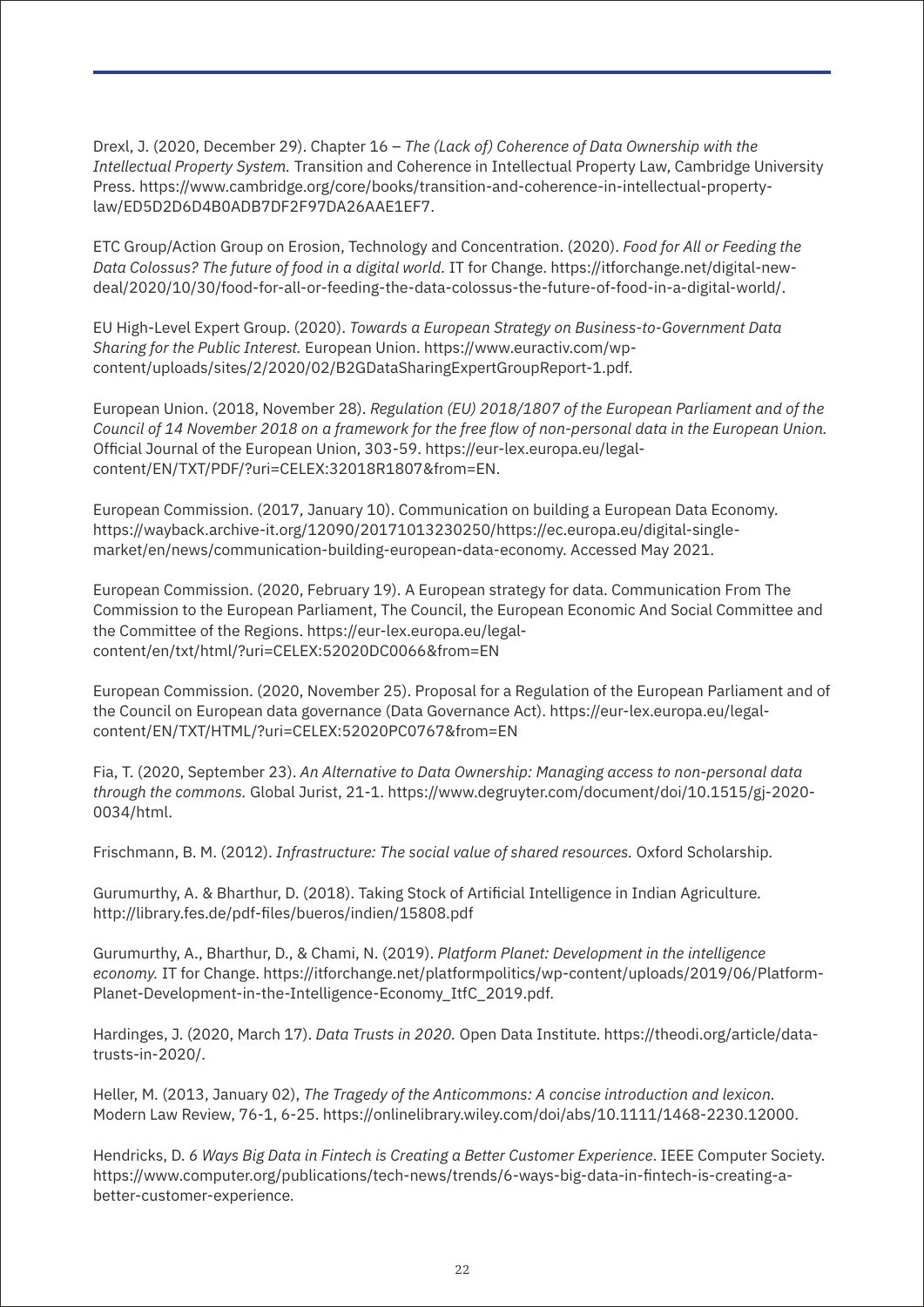Drexl, J. (2020, December 29). Chapter 16 – *The (Lack of) Coherence of Data Ownership with the Intellectual Property System.* Transition and Coherence in Intellectual Property Law, Cambridge University Press. https://www.cambridge.org/core/books/transition-and-coherence-in-intellectual-property-law/ED5D2D6D4B0ADB7DF2F97DA26AAE1EF7.

ETC Group/Action Group on Erosion, Technology and Concentration. (2020). *Food for All or Feeding the Data Colossus? The future of food in a digital world.* IT for Change. https://itforchange.net/digital-new-deal/2020/10/30/food-for-all-or-feeding-the-data-colossus-the-future-of-food-in-a-digital-world/.

EU High-Level Expert Group. (2020). *Towards a European Strategy on Business-to-Government Data Sharing for the Public Interest.* European Union. https://www.euractiv.com/wp-content/uploads/sites/2/2020/02/B2GDataSharingExpertGroupReport-1.pdf.

European Union. (2018, November 28). *Regulation (EU) 2018/1807 of the European Parliament and of the Council of 14 November 2018 on a framework for the free flow of non-personal data in the European Union.* Official Journal of the European Union, 303-59. https://eur-lex.europa.eu/legal-content/EN/TXT/PDF/?uri=CELEX:32018R1807&from=EN.

European Commission. (2017, January 10). Communication on building a European Data Economy. https://wayback.archive-it.org/12090/20171013230250/https://ec.europa.eu/digital-single-market/en/news/communication-building-european-data-economy. Accessed May 2021.

European Commission. (2020, February 19). A European strategy for data. Communication From The Commission to the European Parliament, The Council, the European Economic And Social Committee and the Committee of the Regions. https://eur-lex.europa.eu/legal-content/en/txt/html/?uri=CELEX:52020DC0066&from=EN

European Commission. (2020, November 25). Proposal for a Regulation of the European Parliament and of the Council on European data governance (Data Governance Act). https://eur-lex.europa.eu/legal-content/EN/TXT/HTML/?uri=CELEX:52020PC0767&from=EN

Fia, T. (2020, September 23). *An Alternative to Data Ownership: Managing access to non-personal data through the commons.* Global Jurist, 21-1. https://www.degruyter.com/document/doi/10.1515/gj-2020-0034/html.

Frischmann, B. M. (2012). *Infrastructure: The social value of shared resources.* Oxford Scholarship.

Gurumurthy, A. & Bharthur, D. (2018). Taking Stock of Artificial Intelligence in Indian Agriculture. http://library.fes.de/pdf-files/bueros/indien/15808.pdf

Gurumurthy, A., Bharthur, D., & Chami, N. (2019). *Platform Planet: Development in the intelligence economy.* IT for Change. https://itforchange.net/platformpolitics/wp-content/uploads/2019/06/Platform-Planet-Development-in-the-Intelligence-Economy_ItfC_2019.pdf.

Hardinges, J. (2020, March 17). *Data Trusts in 2020.* Open Data Institute. https://theodi.org/article/data-trusts-in-2020/.

Heller, M. (2013, January 02), *The Tragedy of the Anticommons: A concise introduction and lexicon.* Modern Law Review, 76-1, 6-25. https://onlinelibrary.wiley.com/doi/abs/10.1111/1468-2230.12000.

Hendricks, D. *6 Ways Big Data in Fintech is Creating a Better Customer Experience*. IEEE Computer Society. https://www.computer.org/publications/tech-news/trends/6-ways-big-data-in-fintech-is-creating-a-better-customer-experience.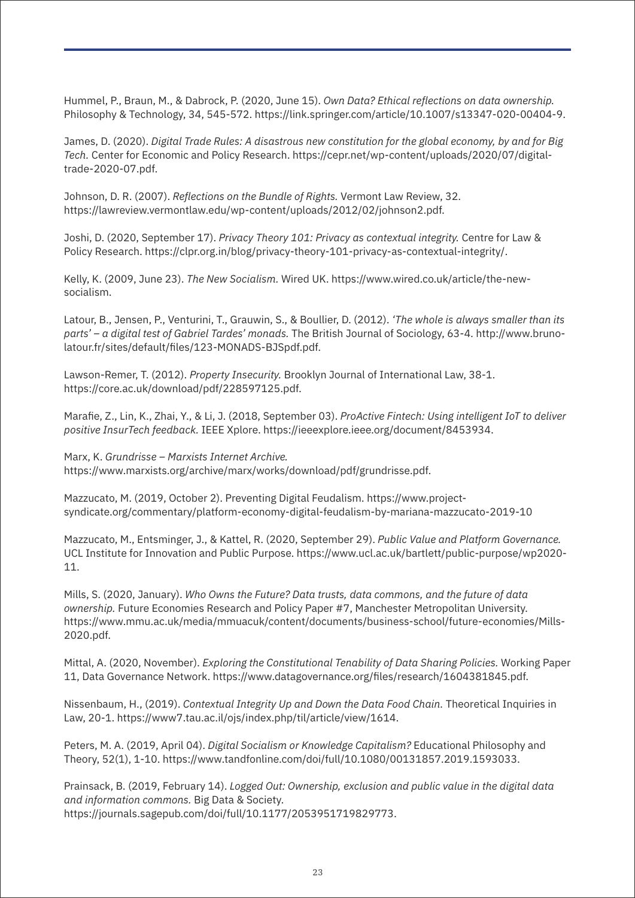Hummel, P., Braun, M., & Dabrock, P. (2020, June 15). *Own Data? Ethical reflections on data ownership.* Philosophy & Technology, 34, 545-572. https://link.springer.com/article/10.1007/s13347-020-00404-9.

James, D. (2020). *Digital Trade Rules: A disastrous new constitution for the global economy, by and for Big Tech.* Center for Economic and Policy Research. https://cepr.net/wp-content/uploads/2020/07/digital-trade-2020-07.pdf.

Johnson, D. R. (2007). *Reflections on the Bundle of Rights.* Vermont Law Review, 32. https://lawreview.vermontlaw.edu/wp-content/uploads/2012/02/johnson2.pdf.

Joshi, D. (2020, September 17). *Privacy Theory 101: Privacy as contextual integrity.* Centre for Law & Policy Research. https://clpr.org.in/blog/privacy-theory-101-privacy-as-contextual-integrity/.

Kelly, K. (2009, June 23). *The New Socialism.* Wired UK. https://www.wired.co.uk/article/the-new-socialism.

Latour, B., Jensen, P., Venturini, T., Grauwin, S., & Boullier, D. (2012). *'The whole is always smaller than its parts' – a digital test of Gabriel Tardes' monads.* The British Journal of Sociology, 63-4. http://www.bruno-latour.fr/sites/default/files/123-MONADS-BJSpdf.pdf.

Lawson-Remer, T. (2012). *Property Insecurity.* Brooklyn Journal of International Law, 38-1. https://core.ac.uk/download/pdf/228597125.pdf.

Marafie, Z., Lin, K., Zhai, Y., & Li, J. (2018, September 03). *ProActive Fintech: Using intelligent IoT to deliver positive InsurTech feedback.* IEEE Xplore. https://ieeexplore.ieee.org/document/8453934.

Marx, K. *Grundrisse – Marxists Internet Archive.* https://www.marxists.org/archive/marx/works/download/pdf/grundrisse.pdf.

Mazzucato, M. (2019, October 2). Preventing Digital Feudalism. https://www.project-syndicate.org/commentary/platform-economy-digital-feudalism-by-mariana-mazzucato-2019-10

Mazzucato, M., Entsminger, J., & Kattel, R. (2020, September 29). *Public Value and Platform Governance.* UCL Institute for Innovation and Public Purpose. https://www.ucl.ac.uk/bartlett/public-purpose/wp2020-11.

Mills, S. (2020, January). *Who Owns the Future? Data trusts, data commons, and the future of data ownership.* Future Economies Research and Policy Paper #7, Manchester Metropolitan University. https://www.mmu.ac.uk/media/mmuacuk/content/documents/business-school/future-economies/Mills-2020.pdf.

Mittal, A. (2020, November). *Exploring the Constitutional Tenability of Data Sharing Policies.* Working Paper 11, Data Governance Network. https://www.datagovernance.org/files/research/1604381845.pdf.

Nissenbaum, H., (2019). *Contextual Integrity Up and Down the Data Food Chain.* Theoretical Inquiries in Law, 20-1. https://www7.tau.ac.il/ojs/index.php/til/article/view/1614.

Peters, M. A. (2019, April 04). *Digital Socialism or Knowledge Capitalism?* Educational Philosophy and Theory, 52(1), 1-10. https://www.tandfonline.com/doi/full/10.1080/00131857.2019.1593033.

Prainsack, B. (2019, February 14). *Logged Out: Ownership, exclusion and public value in the digital data and information commons.* Big Data & Society. https://journals.sagepub.com/doi/full/10.1177/2053951719829773.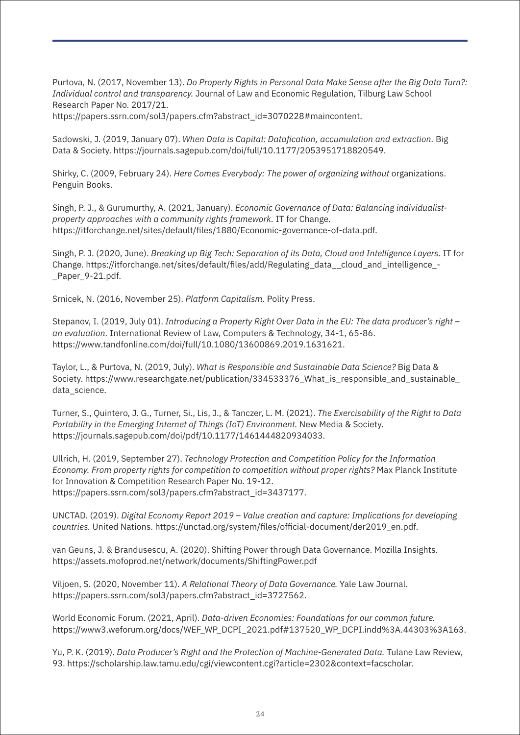Purtova, N. (2017, November 13). *Do Property Rights in Personal Data Make Sense after the Big Data Turn?: Individual control and transparency.* Journal of Law and Economic Regulation, Tilburg Law School Research Paper No. 2017/21. https://papers.ssrn.com/sol3/papers.cfm?abstract_id=3070228#maincontent.

Sadowski, J. (2019, January 07). *When Data is Capital: Datafication, accumulation and extraction.* Big Data & Society. https://journals.sagepub.com/doi/full/10.1177/2053951718820549.

Shirky, C. (2009, February 24). *Here Comes Everybody: The power of organizing without* organizations. Penguin Books.

Singh, P. J., & Gurumurthy, A. (2021, January). *Economic Governance of Data: Balancing individualist-property approaches with a community rights framework.* IT for Change. https://itforchange.net/sites/default/files/1880/Economic-governance-of-data.pdf.

Singh, P. J. (2020, June). *Breaking up Big Tech: Separation of its Data, Cloud and Intelligence Layers.* IT for Change. https://itforchange.net/sites/default/files/add/Regulating_data__cloud_and_intelligence_-_Paper_9-21.pdf.

Srnicek, N. (2016, November 25). *Platform Capitalism.* Polity Press.

Stepanov, I. (2019, July 01). *Introducing a Property Right Over Data in the EU: The data producer's right – an evaluation.* International Review of Law, Computers & Technology, 34-1, 65-86. https://www.tandfonline.com/doi/full/10.1080/13600869.2019.1631621.

Taylor, L., & Purtova, N. (2019, July). *What is Responsible and Sustainable Data Science?* Big Data & Society. https://www.researchgate.net/publication/334533376_What_is_responsible_and_sustainable_data_science.

Turner, S., Quintero, J. G., Turner, Si., Lis, J., & Tanczer, L. M. (2021). *The Exercisability of the Right to Data Portability in the Emerging Internet of Things (IoT) Environment.* New Media & Society. https://journals.sagepub.com/doi/pdf/10.1177/1461444820934033.

Ullrich, H. (2019, September 27). *Technology Protection and Competition Policy for the Information Economy. From property rights for competition to competition without proper rights?* Max Planck Institute for Innovation & Competition Research Paper No. 19-12. https://papers.ssrn.com/sol3/papers.cfm?abstract_id=3437177.

UNCTAD. (2019). *Digital Economy Report 2019 – Value creation and capture: Implications for developing countries.* United Nations. https://unctad.org/system/files/official-document/der2019_en.pdf.

van Geuns, J. & Brandusescu, A. (2020). Shifting Power through Data Governance. Mozilla Insights. https://assets.mofoprod.net/network/documents/ShiftingPower.pdf

Viljoen, S. (2020, November 11). *A Relational Theory of Data Governance.* Yale Law Journal. https://papers.ssrn.com/sol3/papers.cfm?abstract_id=3727562.

World Economic Forum. (2021, April). *Data-driven Economies: Foundations for our common future.* https://www3.weforum.org/docs/WEF_WP_DCPI_2021.pdf#137520_WP_DCPI.indd%3A.44303%3A163.

Yu, P. K. (2019). *Data Producer's Right and the Protection of Machine-Generated Data.* Tulane Law Review, 93. https://scholarship.law.tamu.edu/cgi/viewcontent.cgi?article=2302&context=facscholar.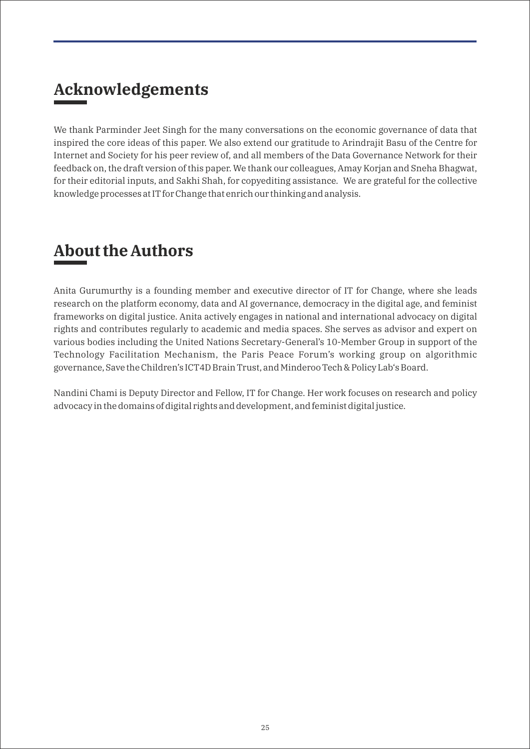## Acknowledgements

We thank Parminder Jeet Singh for the many conversations on the economic governance of data that inspired the core ideas of this paper. We also extend our gratitude to Arindrajit Basu of the Centre for Internet and Society for his peer review of, and all members of the Data Governance Network for their feedback on, the draft version of this paper. We thank our colleagues, Amay Korjan and Sneha Bhagwat, for their editorial inputs, and Sakhi Shah, for copyediting assistance. We are grateful for the collective knowledge processes at IT for Change that enrich our thinking and analysis.

## About the Authors

Anita Gurumurthy is a founding member and executive director of IT for Change, where she leads research on the platform economy, data and AI governance, democracy in the digital age, and feminist frameworks on digital justice. Anita actively engages in national and international advocacy on digital rights and contributes regularly to academic and media spaces. She serves as advisor and expert on various bodies including the United Nations Secretary-General's 10-Member Group in support of the Technology Facilitation Mechanism, the Paris Peace Forum's working group on algorithmic governance, Save the Children's ICT4D Brain Trust, and Minderoo Tech & Policy Lab's Board.

Nandini Chami is Deputy Director and Fellow, IT for Change. Her work focuses on research and policy advocacy in the domains of digital rights and development, and feminist digital justice.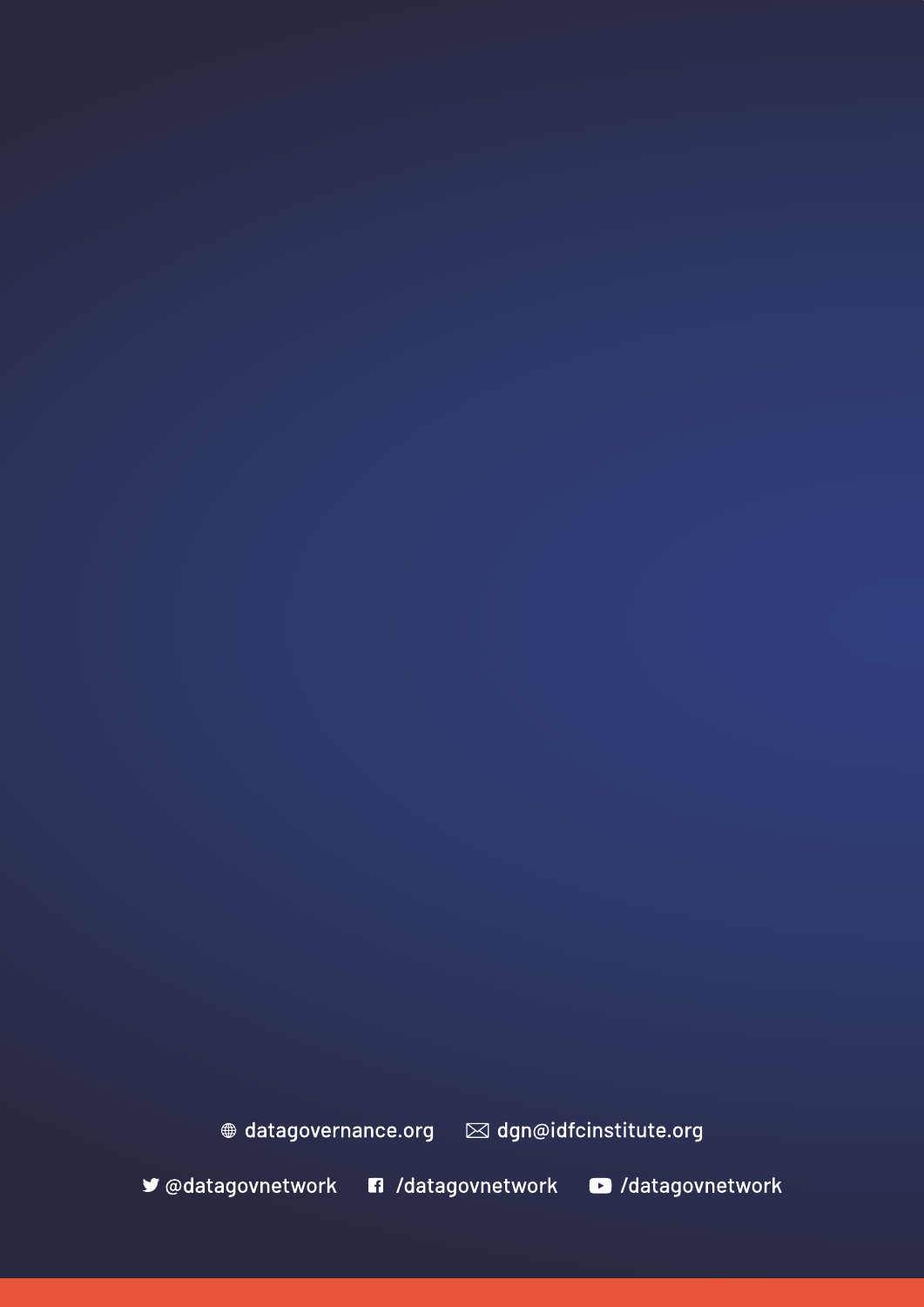datagovernance.org dgn@idfcinstitute.org

@datagovnetwork /datagovnetwork /datagovnetwork